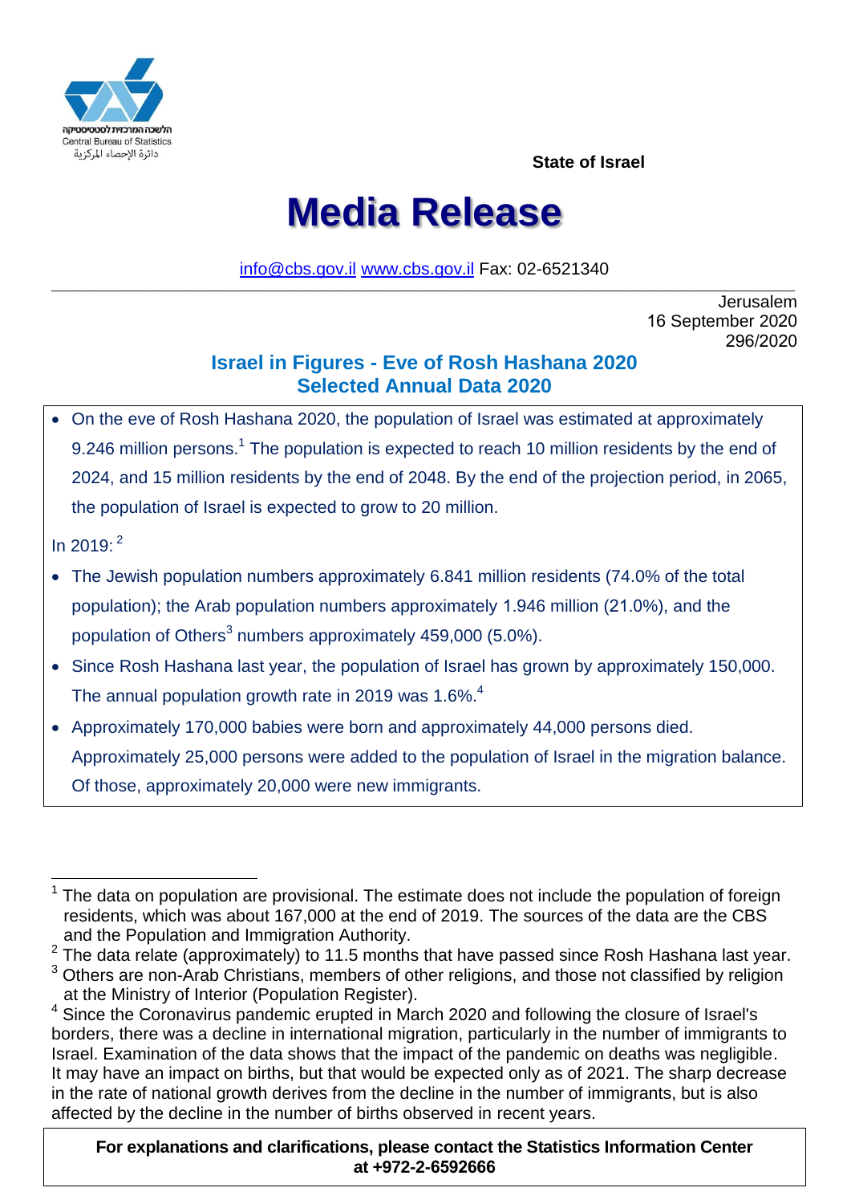הלשכה המרכזית לסטטיסטיקה
Central Bureau of Statistics
دائرة الإحصاء المركزية

**State of Israel**

# Media Release

info@cbs.gov.il www.cbs.gov.il Fax: 02-6521340

Jerusalem
16 September 2020
296/2020

## Israel in Figures - Eve of Rosh Hashana 2020
## Selected Annual Data 2020

- On the eve of Rosh Hashana 2020, the population of Israel was estimated at approximately 9.246 million persons.[1] The population is expected to reach 10 million residents by the end of 2024, and 15 million residents by the end of 2048. By the end of the projection period, in 2065, the population of Israel is expected to grow to 20 million.

In 2019: [2]

- The Jewish population numbers approximately 6.841 million residents (74.0% of the total population); the Arab population numbers approximately 1.946 million (21.0%), and the population of Others[3] numbers approximately 459,000 (5.0%).
- Since Rosh Hashana last year, the population of Israel has grown by approximately 150,000. The annual population growth rate in 2019 was 1.6%.[4]
- Approximately 170,000 babies were born and approximately 44,000 persons died. Approximately 25,000 persons were added to the population of Israel in the migration balance. Of those, approximately 20,000 were new immigrants.

---

[1] The data on population are provisional. The estimate does not include the population of foreign residents, which was about 167,000 at the end of 2019. The sources of the data are the CBS and the Population and Immigration Authority.

[2] The data relate (approximately) to 11.5 months that have passed since Rosh Hashana last year.

[3] Others are non-Arab Christians, members of other religions, and those not classified by religion at the Ministry of Interior (Population Register).

[4] Since the Coronavirus pandemic erupted in March 2020 and following the closure of Israel's borders, there was a decline in international migration, particularly in the number of immigrants to Israel. Examination of the data shows that the impact of the pandemic on deaths was negligible. It may have an impact on births, but that would be expected only as of 2021. The sharp decrease in the rate of national growth derives from the decline in the number of immigrants, but is also affected by the decline in the number of births observed in recent years.

**For explanations and clarifications, please contact the Statistics Information Center at +972-2-6592666**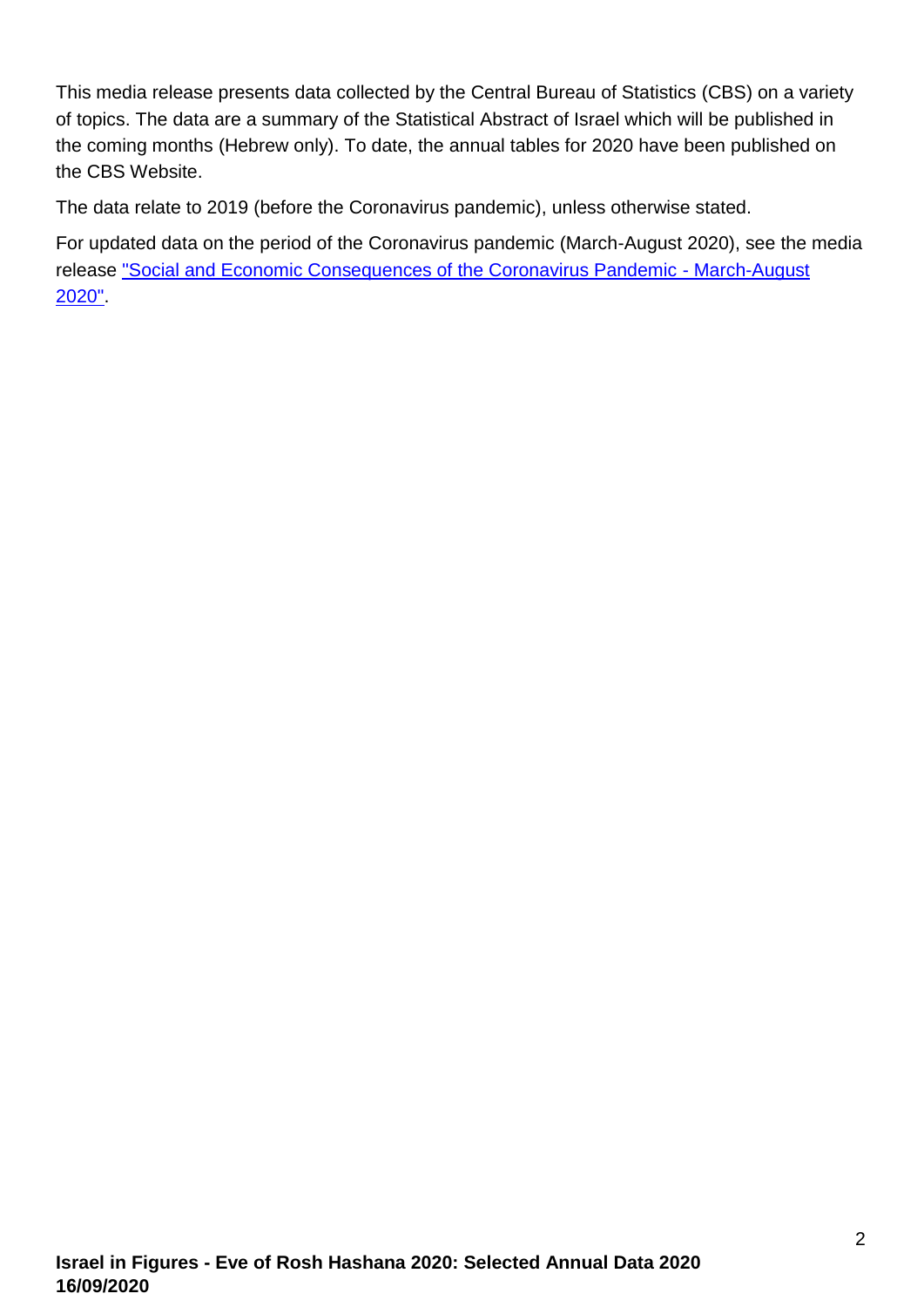This media release presents data collected by the Central Bureau of Statistics (CBS) on a variety of topics. The data are a summary of the Statistical Abstract of Israel which will be published in the coming months (Hebrew only). To date, the annual tables for 2020 have been published on the CBS Website.

The data relate to 2019 (before the Coronavirus pandemic), unless otherwise stated.

For updated data on the period of the Coronavirus pandemic (March-August 2020), see the media release "Social and Economic Consequences of the Coronavirus Pandemic - March-August 2020".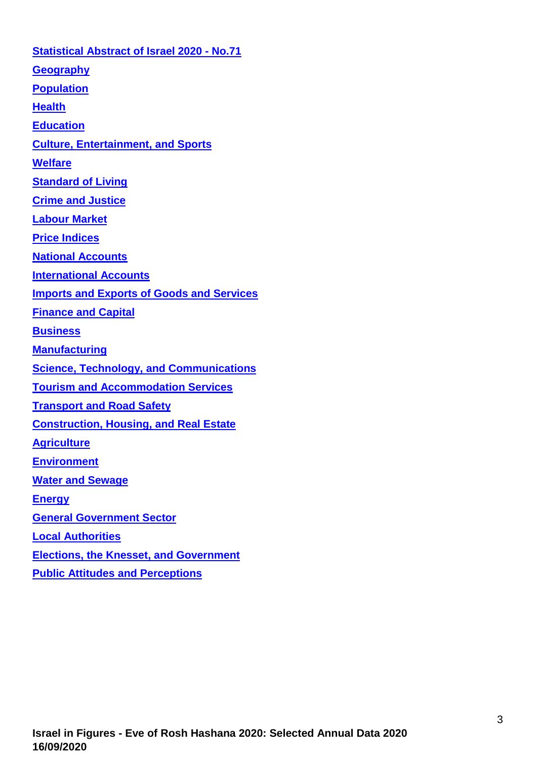Statistical Abstract of Israel 2020 - No.71

Geography

Population

Health

Education

Culture, Entertainment, and Sports

Welfare

Standard of Living

Crime and Justice

Labour Market

Price Indices

National Accounts

International Accounts

Imports and Exports of Goods and Services

Finance and Capital

Business

Manufacturing

Science, Technology, and Communications

Tourism and Accommodation Services

Transport and Road Safety

Construction, Housing, and Real Estate

Agriculture

Environment

Water and Sewage

Energy

General Government Sector

Local Authorities

Elections, the Knesset, and Government

Public Attitudes and Perceptions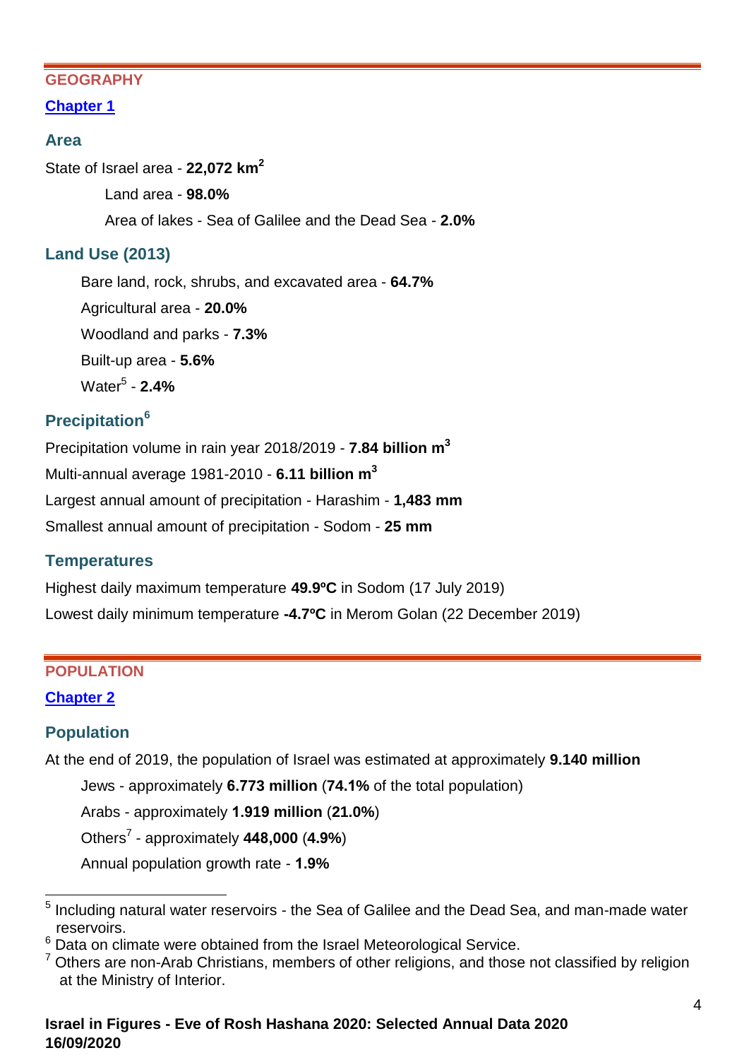## GEOGRAPHY

[Chapter 1]

### Area

State of Israel area - **22,072 $km^2$**

Land area - **98.0%**

Area of lakes - Sea of Galilee and the Dead Sea - **2.0%**

### Land Use (2013)

Bare land, rock, shrubs, and excavated area - **64.7%**

Agricultural area - **20.0%**

Woodland and parks - **7.3%**

Built-up area - **5.6%**

Water[5] - **2.4%**

### Precipitation[6]

Precipitation volume in rain year 2018/2019 - **7.84 billion $m^3$**

Multi-annual average 1981-2010 - **6.11 billion $m^3$**

Largest annual amount of precipitation - Harashim - **1,483 mm**

Smallest annual amount of precipitation - Sodom - **25 mm**

### Temperatures

Highest daily maximum temperature **49.9ºC** in Sodom (17 July 2019)

Lowest daily minimum temperature **-4.7ºC** in Merom Golan (22 December 2019)

## POPULATION

[Chapter 2]

### Population

At the end of 2019, the population of Israel was estimated at approximately **9.140 million**

Jews - approximately **6.773 million** (**74.1%** of the total population)

Arabs - approximately **1.919 million** (**21.0%**)

Others[7] - approximately **448,000** (**4.9%**)

Annual population growth rate - **1.9%**

---

[5] Including natural water reservoirs - the Sea of Galilee and the Dead Sea, and man-made water reservoirs.

[6] Data on climate were obtained from the Israel Meteorological Service.

[7] Others are non-Arab Christians, members of other religions, and those not classified by religion at the Ministry of Interior.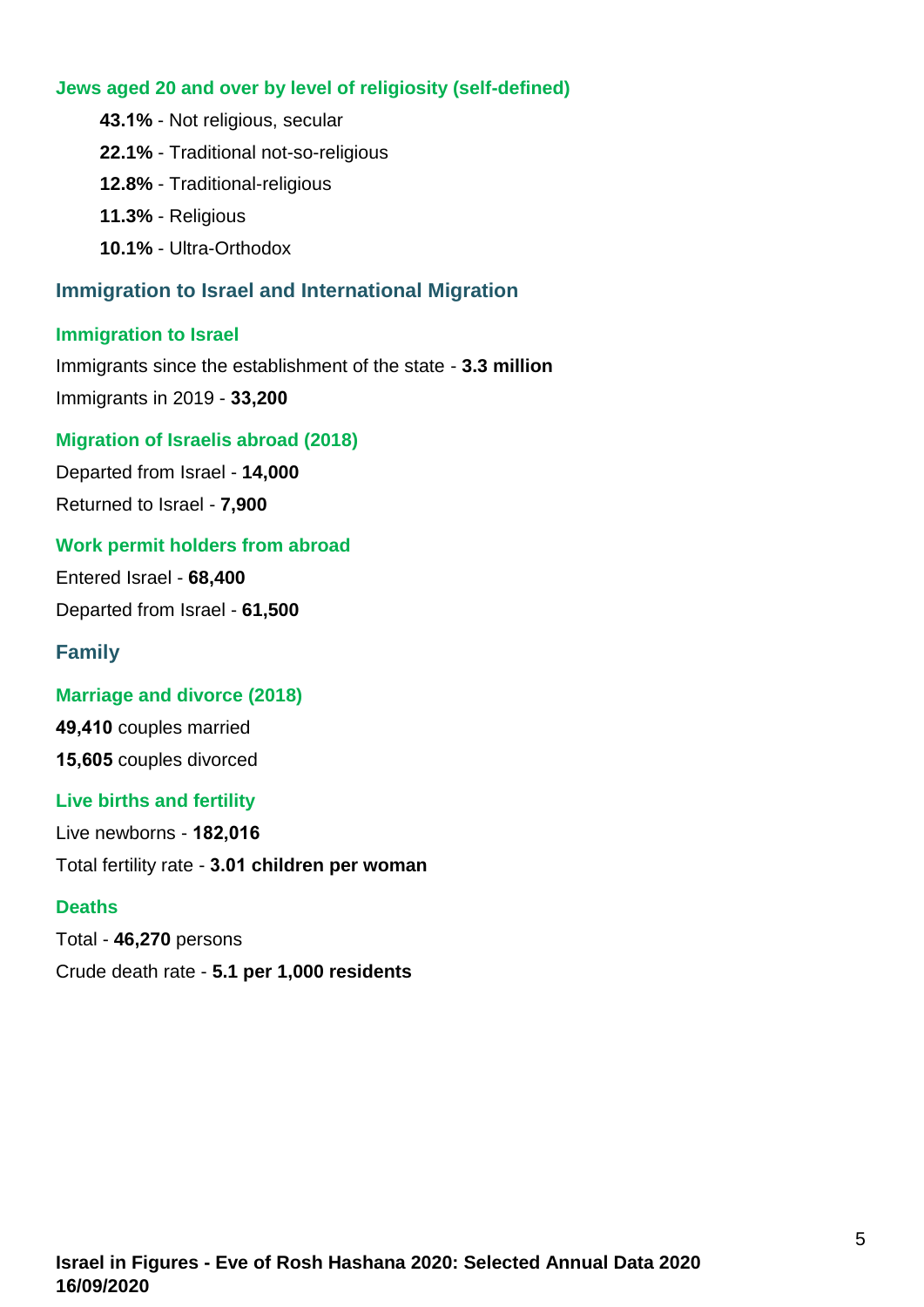### Jews aged 20 and over by level of religiosity (self-defined)

- **43.1%** - Not religious, secular
- **22.1%** - Traditional not-so-religious
- **12.8%** - Traditional-religious
- **11.3%** - Religious
- **10.1%** - Ultra-Orthodox

## Immigration to Israel and International Migration

### Immigration to Israel

Immigrants since the establishment of the state - **3.3 million**

Immigrants in 2019 - **33,200**

### Migration of Israelis abroad (2018)

Departed from Israel - **14,000**

Returned to Israel - **7,900**

### Work permit holders from abroad

Entered Israel - **68,400**

Departed from Israel - **61,500**

## Family

### Marriage and divorce (2018)

**49,410** couples married

**15,605** couples divorced

### Live births and fertility

Live newborns - **182,016**

Total fertility rate - **3.01 children per woman**

### Deaths

Total - **46,270** persons

Crude death rate - **5.1 per 1,000 residents**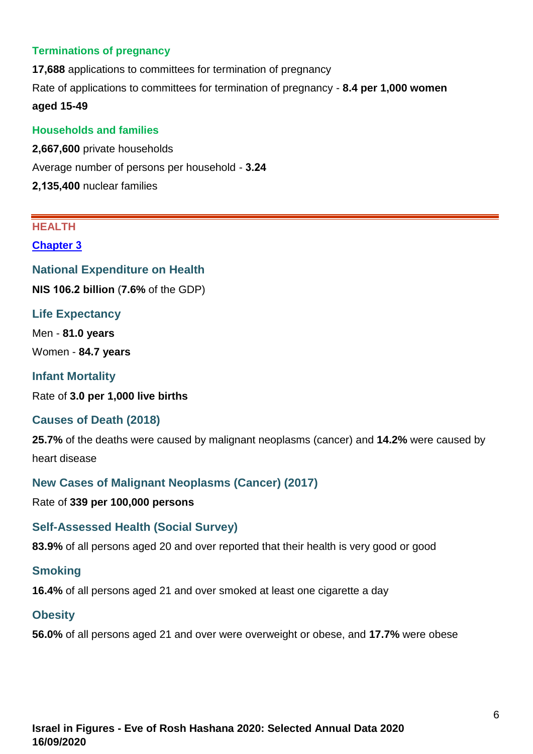### Terminations of pregnancy

**17,688** applications to committees for termination of pregnancy

Rate of applications to committees for termination of pregnancy - **8.4 per 1,000 women aged 15-49**

### Households and families

**2,667,600** private households

Average number of persons per household - **3.24**

**2,135,400** nuclear families

---

## HEALTH

[Chapter 3]

### National Expenditure on Health

**NIS 106.2 billion** (**7.6%** of the GDP)

### Life Expectancy

Men - **81.0 years**

Women - **84.7 years**

### Infant Mortality

Rate of **3.0 per 1,000 live births**

### Causes of Death (2018)

**25.7%** of the deaths were caused by malignant neoplasms (cancer) and **14.2%** were caused by heart disease

### New Cases of Malignant Neoplasms (Cancer) (2017)

Rate of **339 per 100,000 persons**

### Self-Assessed Health (Social Survey)

**83.9%** of all persons aged 20 and over reported that their health is very good or good

### Smoking

**16.4%** of all persons aged 21 and over smoked at least one cigarette a day

### Obesity

**56.0%** of all persons aged 21 and over were overweight or obese, and **17.7%** were obese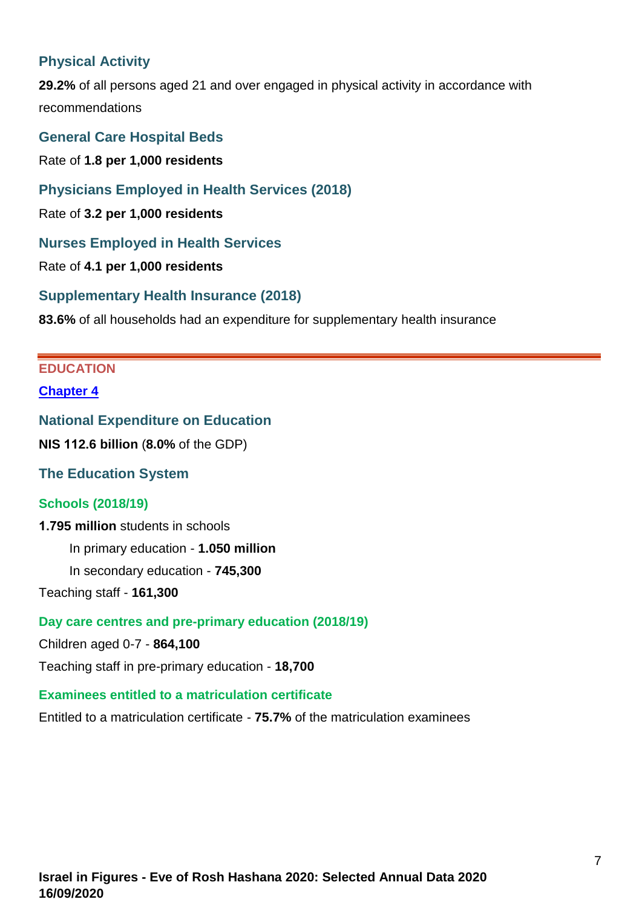### Physical Activity

**29.2%** of all persons aged 21 and over engaged in physical activity in accordance with recommendations

### General Care Hospital Beds

Rate of **1.8 per 1,000 residents**

### Physicians Employed in Health Services (2018)

Rate of **3.2 per 1,000 residents**

### Nurses Employed in Health Services

Rate of **4.1 per 1,000 residents**

### Supplementary Health Insurance (2018)

**83.6%** of all households had an expenditure for supplementary health insurance

---

## EDUCATION

Chapter 4

### National Expenditure on Education

**NIS 112.6 billion** (**8.0%** of the GDP)

### The Education System

#### Schools (2018/19)

**1.795 million** students in schools

- In primary education - **1.050 million**
- In secondary education - **745,300**

Teaching staff - **161,300**

#### Day care centres and pre-primary education (2018/19)

Children aged 0-7 - **864,100**

Teaching staff in pre-primary education - **18,700**

#### Examinees entitled to a matriculation certificate

Entitled to a matriculation certificate - **75.7%** of the matriculation examinees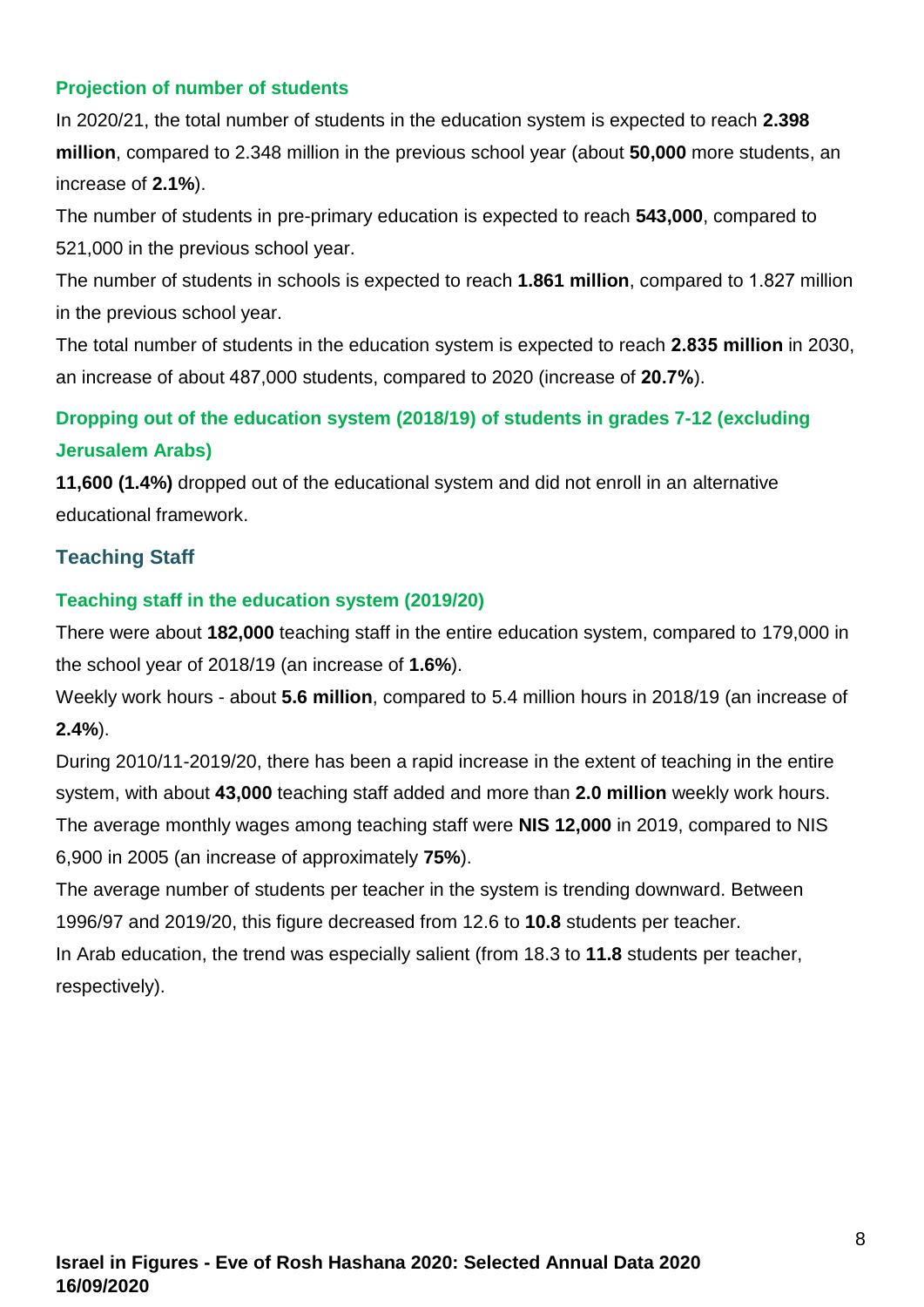### Projection of number of students

In 2020/21, the total number of students in the education system is expected to reach **2.398 million**, compared to 2.348 million in the previous school year (about **50,000** more students, an increase of **2.1%**).

The number of students in pre-primary education is expected to reach **543,000**, compared to 521,000 in the previous school year.

The number of students in schools is expected to reach **1.861 million**, compared to 1.827 million in the previous school year.

The total number of students in the education system is expected to reach **2.835 million** in 2030, an increase of about 487,000 students, compared to 2020 (increase of **20.7%**).

### Dropping out of the education system (2018/19) of students in grades 7-12 (excluding Jerusalem Arabs)

**11,600 (1.4%)** dropped out of the educational system and did not enroll in an alternative educational framework.

## Teaching Staff

### Teaching staff in the education system (2019/20)

There were about **182,000** teaching staff in the entire education system, compared to 179,000 in the school year of 2018/19 (an increase of **1.6%**).

Weekly work hours - about **5.6 million**, compared to 5.4 million hours in 2018/19 (an increase of **2.4%**).

During 2010/11-2019/20, there has been a rapid increase in the extent of teaching in the entire system, with about **43,000** teaching staff added and more than **2.0 million** weekly work hours.

The average monthly wages among teaching staff were **NIS 12,000** in 2019, compared to NIS 6,900 in 2005 (an increase of approximately **75%**).

The average number of students per teacher in the system is trending downward. Between 1996/97 and 2019/20, this figure decreased from 12.6 to **10.8** students per teacher.

In Arab education, the trend was especially salient (from 18.3 to **11.8** students per teacher, respectively).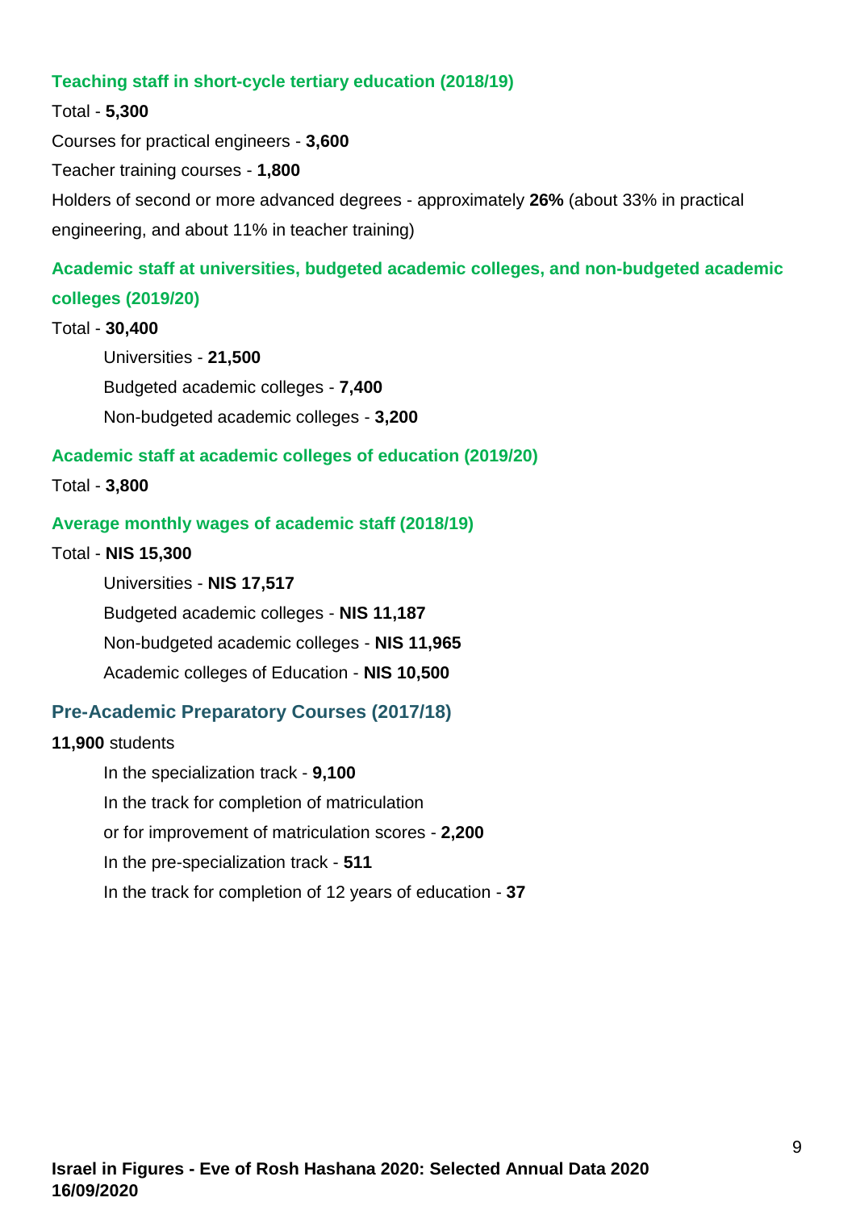### Teaching staff in short-cycle tertiary education (2018/19)

Total - **5,300**

Courses for practical engineers - **3,600**

Teacher training courses - **1,800**

Holders of second or more advanced degrees - approximately **26%** (about 33% in practical engineering, and about 11% in teacher training)

### Academic staff at universities, budgeted academic colleges, and non-budgeted academic colleges (2019/20)

Total - **30,400**

- Universities - **21,500**
- Budgeted academic colleges - **7,400**
- Non-budgeted academic colleges - **3,200**

### Academic staff at academic colleges of education (2019/20)

Total - **3,800**

### Average monthly wages of academic staff (2018/19)

Total - **NIS 15,300**

- Universities - **NIS 17,517**
- Budgeted academic colleges - **NIS 11,187**
- Non-budgeted academic colleges - **NIS 11,965**
- Academic colleges of Education - **NIS 10,500**

### Pre-Academic Preparatory Courses (2017/18)

**11,900** students

- In the specialization track - **9,100**
- In the track for completion of matriculation or for improvement of matriculation scores - **2,200**
- In the pre-specialization track - **511**
- In the track for completion of 12 years of education - **37**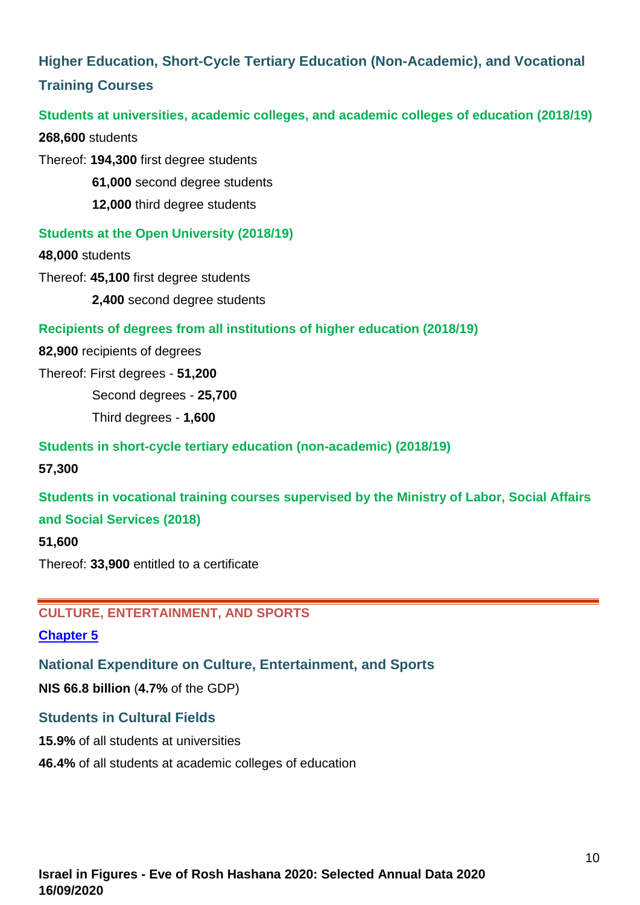## Higher Education, Short-Cycle Tertiary Education (Non-Academic), and Vocational Training Courses

### Students at universities, academic colleges, and academic colleges of education (2018/19)

**268,600** students

Thereof: **194,300** first degree students

**61,000** second degree students

**12,000** third degree students

### Students at the Open University (2018/19)

**48,000** students

Thereof: **45,100** first degree students

**2,400** second degree students

### Recipients of degrees from all institutions of higher education (2018/19)

**82,900** recipients of degrees

Thereof: First degrees - **51,200**

Second degrees - **25,700**

Third degrees - **1,600**

### Students in short-cycle tertiary education (non-academic) (2018/19)

**57,300**

### Students in vocational training courses supervised by the Ministry of Labor, Social Affairs and Social Services (2018)

**51,600**

Thereof: **33,900** entitled to a certificate

---

# CULTURE, ENTERTAINMENT, AND SPORTS

[Chapter 5]

## National Expenditure on Culture, Entertainment, and Sports

**NIS 66.8 billion** (**4.7%** of the GDP)

## Students in Cultural Fields

**15.9%** of all students at universities

**46.4%** of all students at academic colleges of education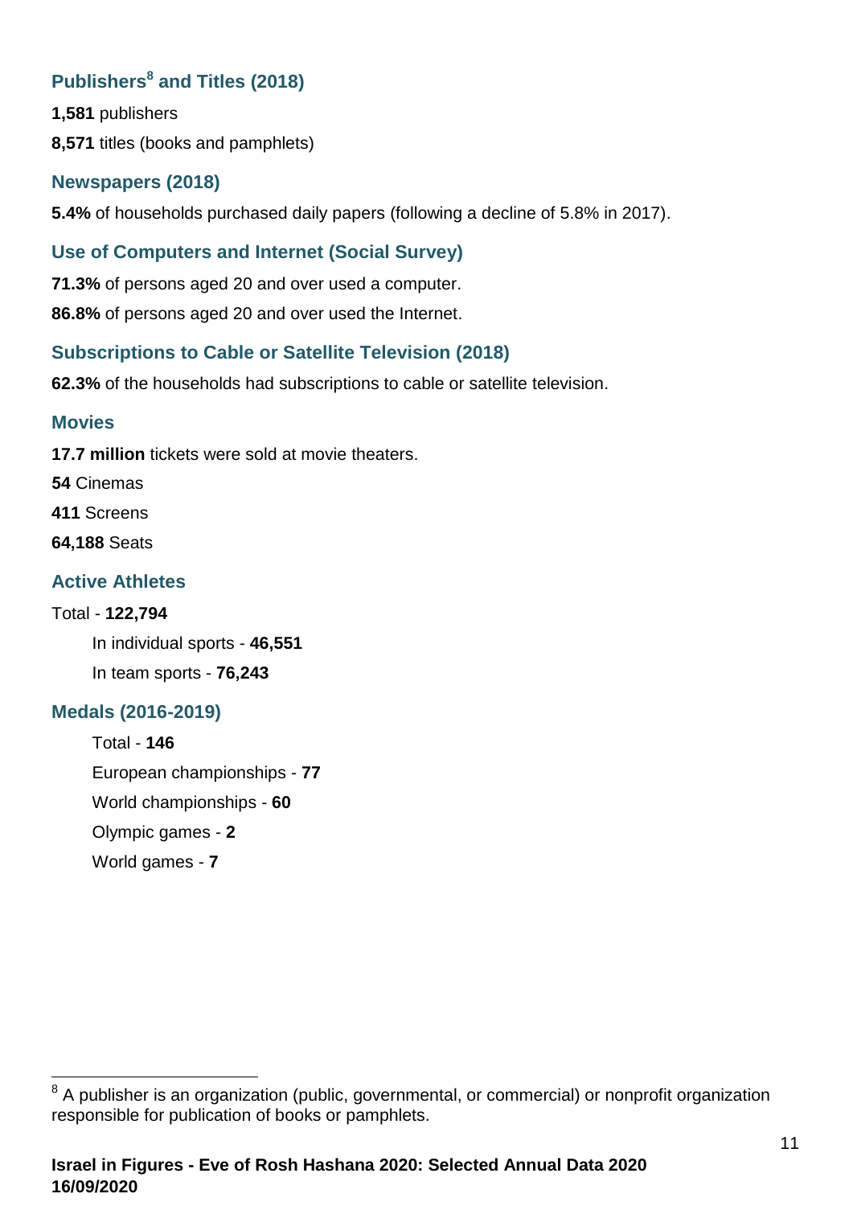### Publishers[8] and Titles (2018)

**1,581** publishers

**8,571** titles (books and pamphlets)

### Newspapers (2018)

**5.4%** of households purchased daily papers (following a decline of 5.8% in 2017).

### Use of Computers and Internet (Social Survey)

**71.3%** of persons aged 20 and over used a computer.

**86.8%** of persons aged 20 and over used the Internet.

### Subscriptions to Cable or Satellite Television (2018)

**62.3%** of the households had subscriptions to cable or satellite television.

### Movies

**17.7 million** tickets were sold at movie theaters.

**54** Cinemas

**411** Screens

**64,188** Seats

### Active Athletes

Total - **122,794**

- In individual sports - **46,551**
- In team sports - **76,243**

### Medals (2016-2019)

- Total - **146**
- European championships - **77**
- World championships - **60**
- Olympic games - **2**
- World games - **7**

---

[8] A publisher is an organization (public, governmental, or commercial) or nonprofit organization responsible for publication of books or pamphlets.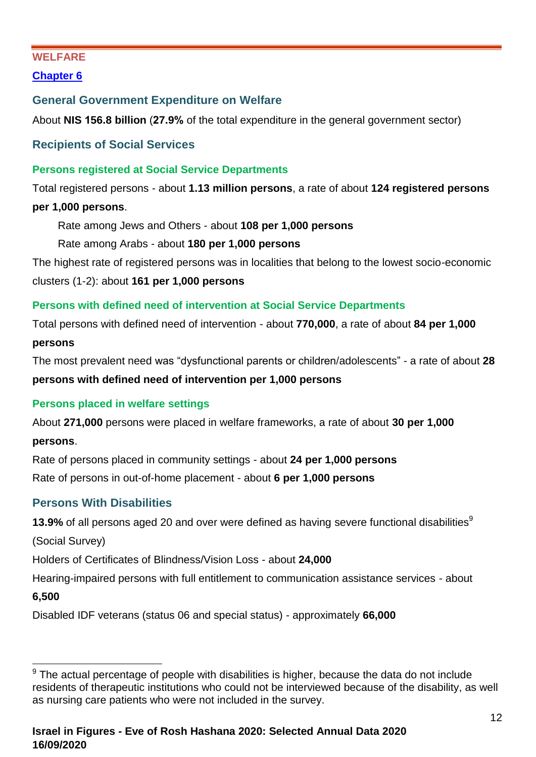## WELFARE

**Chapter 6**

### General Government Expenditure on Welfare

About **NIS 156.8 billion** (**27.9%** of the total expenditure in the general government sector)

### Recipients of Social Services

#### Persons registered at Social Service Departments

Total registered persons - about **1.13 million persons**, a rate of about **124 registered persons per 1,000 persons**.

Rate among Jews and Others - about **108 per 1,000 persons**

Rate among Arabs - about **180 per 1,000 persons**

The highest rate of registered persons was in localities that belong to the lowest socio-economic clusters (1-2): about **161 per 1,000 persons**

#### Persons with defined need of intervention at Social Service Departments

Total persons with defined need of intervention - about **770,000**, a rate of about **84 per 1,000 persons**

The most prevalent need was "dysfunctional parents or children/adolescents" - a rate of about **28 persons with defined need of intervention per 1,000 persons**

#### Persons placed in welfare settings

About **271,000** persons were placed in welfare frameworks, a rate of about **30 per 1,000 persons**.

Rate of persons placed in community settings - about **24 per 1,000 persons**

Rate of persons in out-of-home placement - about **6 per 1,000 persons**

### Persons With Disabilities

**13.9%** of all persons aged 20 and over were defined as having severe functional disabilities[9] (Social Survey)

Holders of Certificates of Blindness/Vision Loss - about **24,000**

Hearing-impaired persons with full entitlement to communication assistance services - about **6,500**

Disabled IDF veterans (status 06 and special status) - approximately **66,000**

---

[9] The actual percentage of people with disabilities is higher, because the data do not include residents of therapeutic institutions who could not be interviewed because of the disability, as well as nursing care patients who were not included in the survey.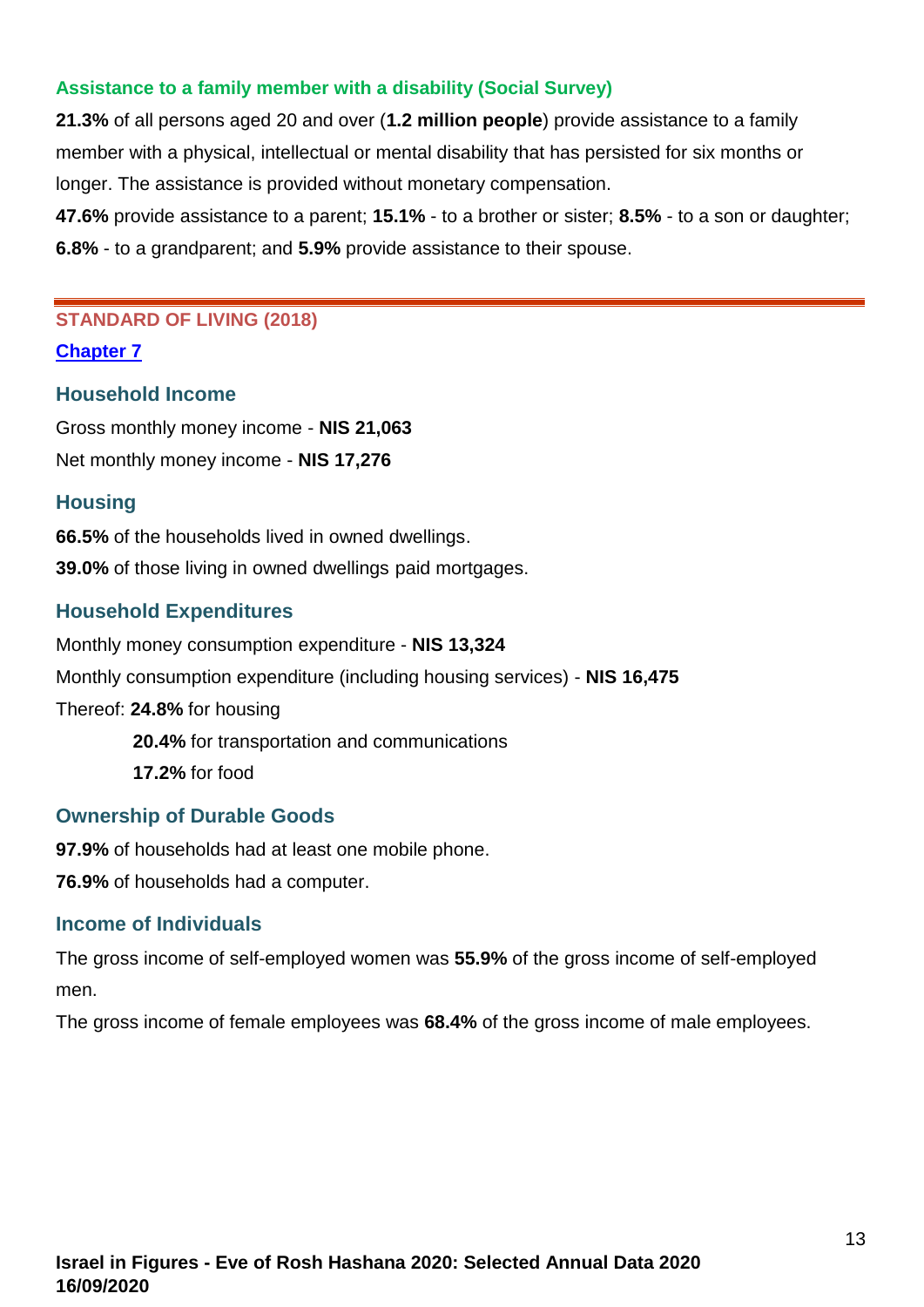### Assistance to a family member with a disability (Social Survey)

**21.3%** of all persons aged 20 and over (**1.2 million people**) provide assistance to a family member with a physical, intellectual or mental disability that has persisted for six months or longer. The assistance is provided without monetary compensation.

**47.6%** provide assistance to a parent; **15.1%** - to a brother or sister; **8.5%** - to a son or daughter; **6.8%** - to a grandparent; and **5.9%** provide assistance to their spouse.

---

## STANDARD OF LIVING (2018)

**Chapter 7**

### Household Income

Gross monthly money income - **NIS 21,063**

Net monthly money income - **NIS 17,276**

### Housing

**66.5%** of the households lived in owned dwellings.

**39.0%** of those living in owned dwellings paid mortgages.

### Household Expenditures

Monthly money consumption expenditure - **NIS 13,324**

Monthly consumption expenditure (including housing services) - **NIS 16,475**

Thereof: **24.8%** for housing

**20.4%** for transportation and communications

**17.2%** for food

### Ownership of Durable Goods

**97.9%** of households had at least one mobile phone.

**76.9%** of households had a computer.

### Income of Individuals

The gross income of self-employed women was **55.9%** of the gross income of self-employed men.

The gross income of female employees was **68.4%** of the gross income of male employees.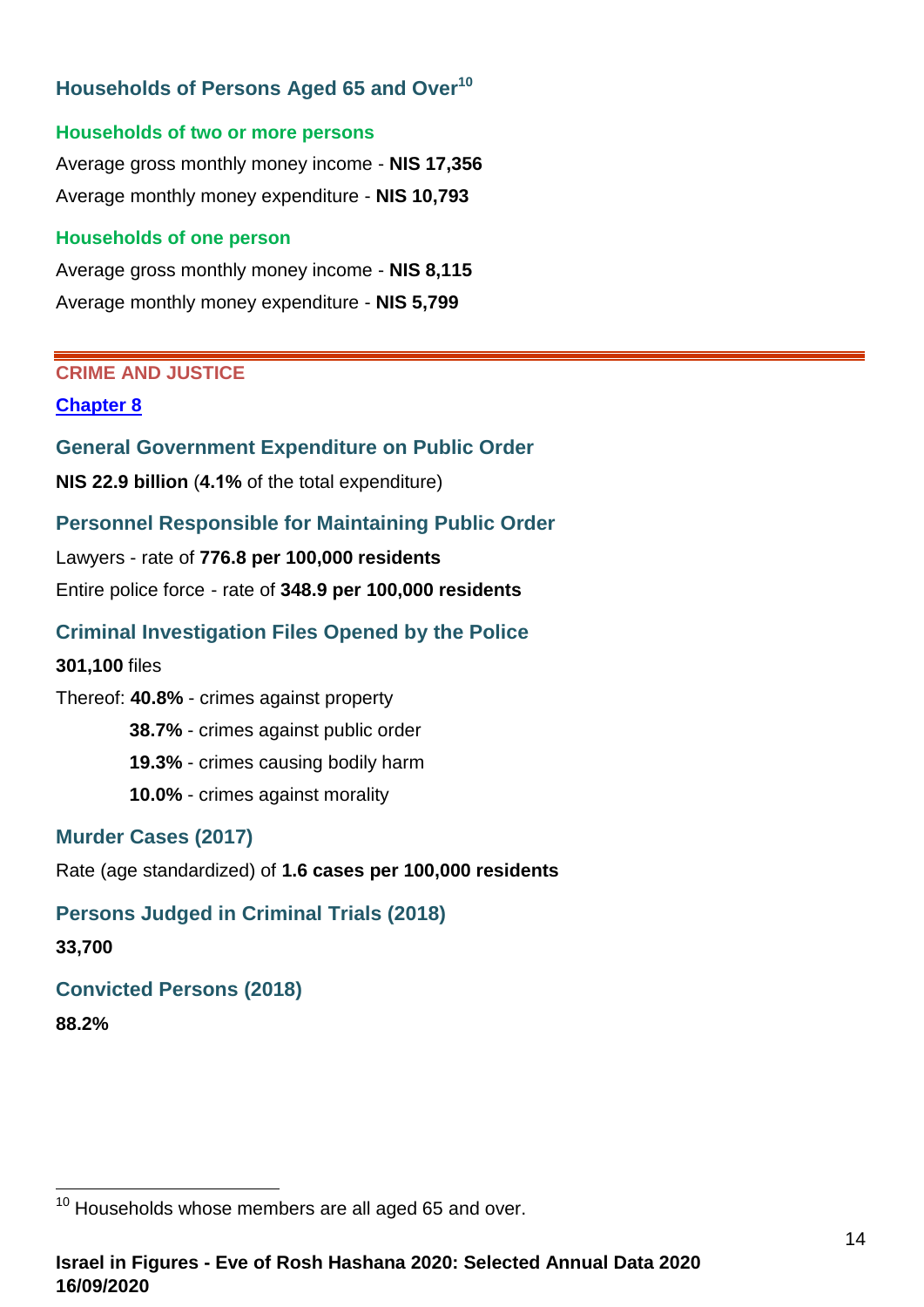### Households of Persons Aged 65 and Over[10]

#### Households of two or more persons

Average gross monthly money income - **NIS 17,356**

Average monthly money expenditure - **NIS 10,793**

#### Households of one person

Average gross monthly money income - **NIS 8,115**

Average monthly money expenditure - **NIS 5,799**

---

## CRIME AND JUSTICE

[Chapter 8]

### General Government Expenditure on Public Order

**NIS 22.9 billion** (**4.1%** of the total expenditure)

### Personnel Responsible for Maintaining Public Order

Lawyers - rate of **776.8 per 100,000 residents**

Entire police force - rate of **348.9 per 100,000 residents**

### Criminal Investigation Files Opened by the Police

**301,100** files

Thereof: **40.8%** - crimes against property

**38.7%** - crimes against public order

**19.3%** - crimes causing bodily harm

**10.0%** - crimes against morality

### Murder Cases (2017)

Rate (age standardized) of **1.6 cases per 100,000 residents**

### Persons Judged in Criminal Trials (2018)

**33,700**

### Convicted Persons (2018)

**88.2%**

---

[10] Households whose members are all aged 65 and over.

**Israel in Figures - Eve of Rosh Hashana 2020: Selected Annual Data 2020**
**16/09/2020**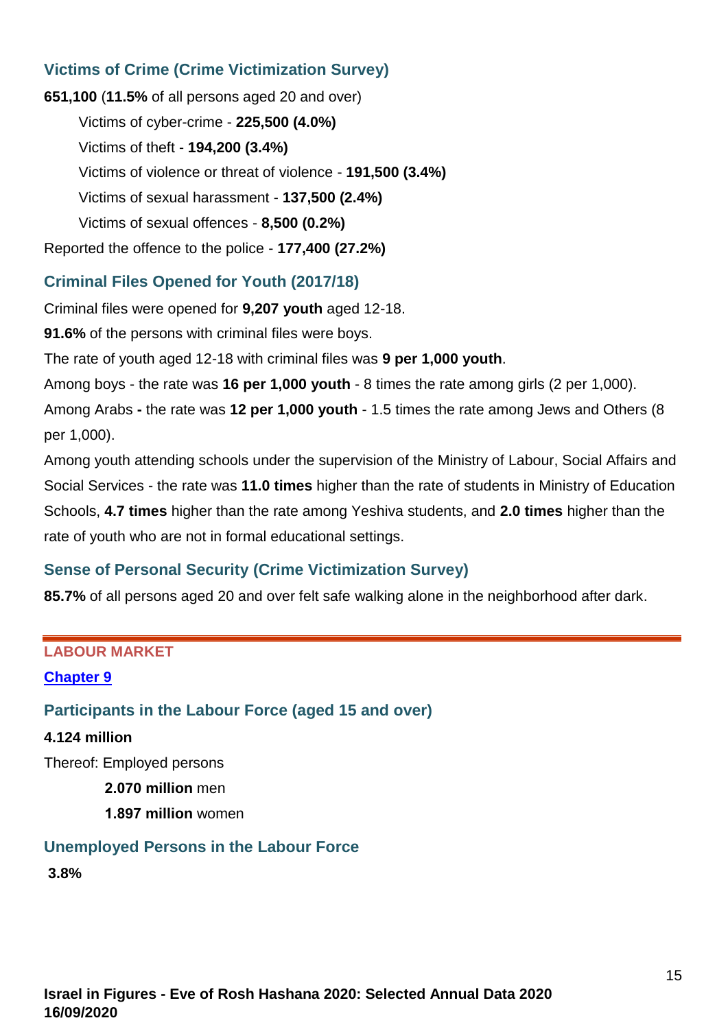### Victims of Crime (Crime Victimization Survey)

**651,100** (**11.5%** of all persons aged 20 and over)

- Victims of cyber-crime - **225,500 (4.0%)**
- Victims of theft - **194,200 (3.4%)**
- Victims of violence or threat of violence - **191,500 (3.4%)**
- Victims of sexual harassment - **137,500 (2.4%)**
- Victims of sexual offences - **8,500 (0.2%)**

Reported the offence to the police - **177,400 (27.2%)**

### Criminal Files Opened for Youth (2017/18)

Criminal files were opened for **9,207 youth** aged 12-18.

**91.6%** of the persons with criminal files were boys.

The rate of youth aged 12-18 with criminal files was **9 per 1,000 youth**.

Among boys - the rate was **16 per 1,000 youth** - 8 times the rate among girls (2 per 1,000).

Among Arabs **-** the rate was **12 per 1,000 youth** - 1.5 times the rate among Jews and Others (8 per 1,000).

Among youth attending schools under the supervision of the Ministry of Labour, Social Affairs and Social Services - the rate was **11.0 times** higher than the rate of students in Ministry of Education Schools, **4.7 times** higher than the rate among Yeshiva students, and **2.0 times** higher than the rate of youth who are not in formal educational settings.

### Sense of Personal Security (Crime Victimization Survey)

**85.7%** of all persons aged 20 and over felt safe walking alone in the neighborhood after dark.

---

## LABOUR MARKET

**Chapter 9**

### Participants in the Labour Force (aged 15 and over)

**4.124 million**

Thereof: Employed persons

- **2.070 million** men
- **1.897 million** women

### Unemployed Persons in the Labour Force

**3.8%**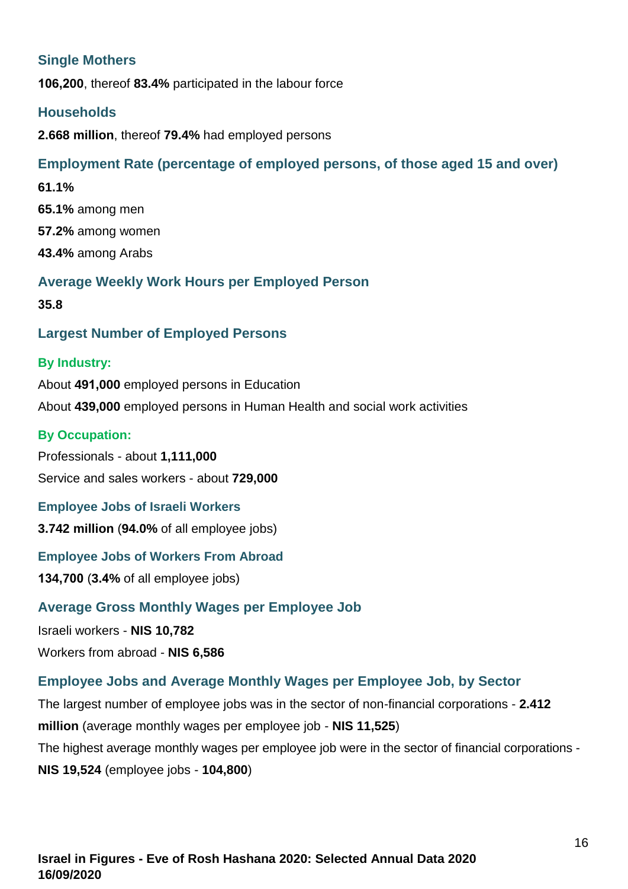### Single Mothers

**106,200**, thereof **83.4%** participated in the labour force

### Households

**2.668 million**, thereof **79.4%** had employed persons

### Employment Rate (percentage of employed persons, of those aged 15 and over)

**61.1%**

**65.1%** among men

**57.2%** among women

**43.4%** among Arabs

### Average Weekly Work Hours per Employed Person

**35.8**

### Largest Number of Employed Persons

#### By Industry:

About **491,000** employed persons in Education

About **439,000** employed persons in Human Health and social work activities

#### By Occupation:

Professionals - about **1,111,000**

Service and sales workers - about **729,000**

### Employee Jobs of Israeli Workers

**3.742 million** (**94.0%** of all employee jobs)

### Employee Jobs of Workers From Abroad

**134,700** (**3.4%** of all employee jobs)

### Average Gross Monthly Wages per Employee Job

Israeli workers - **NIS 10,782**

Workers from abroad - **NIS 6,586**

### Employee Jobs and Average Monthly Wages per Employee Job, by Sector

The largest number of employee jobs was in the sector of non-financial corporations - **2.412 million** (average monthly wages per employee job - **NIS 11,525**)

The highest average monthly wages per employee job were in the sector of financial corporations - **NIS 19,524** (employee jobs - **104,800**)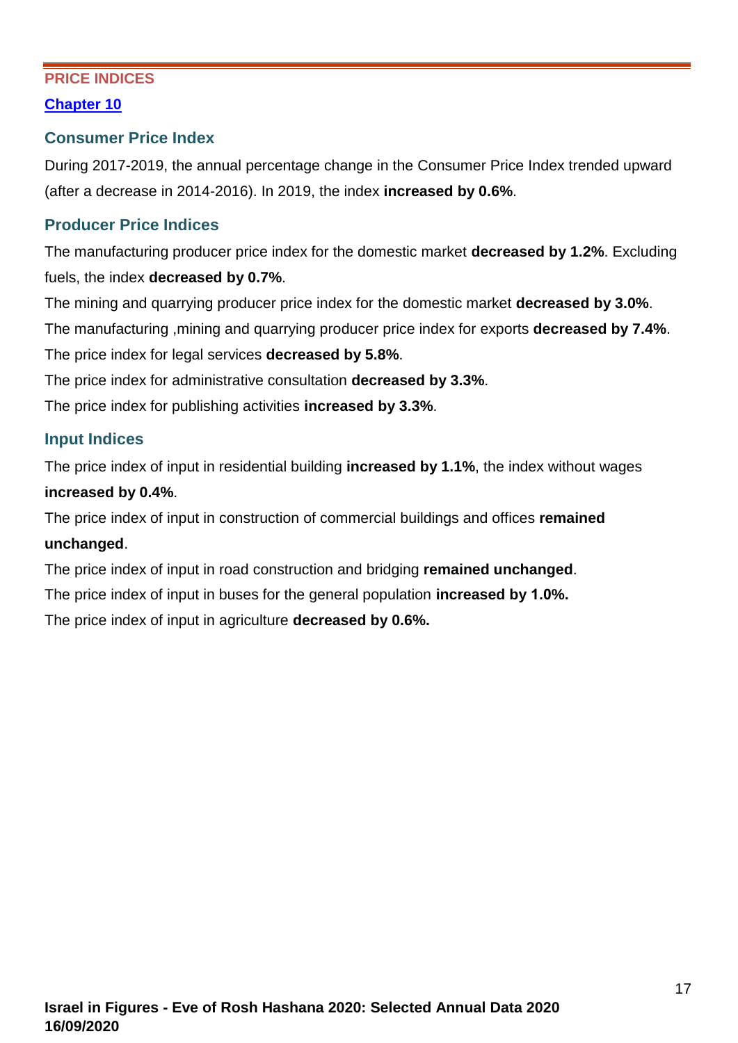## PRICE INDICES

**Chapter 10**

### Consumer Price Index

During 2017-2019, the annual percentage change in the Consumer Price Index trended upward (after a decrease in 2014-2016). In 2019, the index **increased by 0.6%**.

### Producer Price Indices

The manufacturing producer price index for the domestic market **decreased by 1.2%**. Excluding fuels, the index **decreased by 0.7%**.

The mining and quarrying producer price index for the domestic market **decreased by 3.0%**.

The manufacturing ,mining and quarrying producer price index for exports **decreased by 7.4%**.

The price index for legal services **decreased by 5.8%**.

The price index for administrative consultation **decreased by 3.3%**.

The price index for publishing activities **increased by 3.3%**.

### Input Indices

The price index of input in residential building **increased by 1.1%**, the index without wages **increased by 0.4%**.

The price index of input in construction of commercial buildings and offices **remained unchanged**.

The price index of input in road construction and bridging **remained unchanged**.

The price index of input in buses for the general population **increased by 1.0%.**

The price index of input in agriculture **decreased by 0.6%.**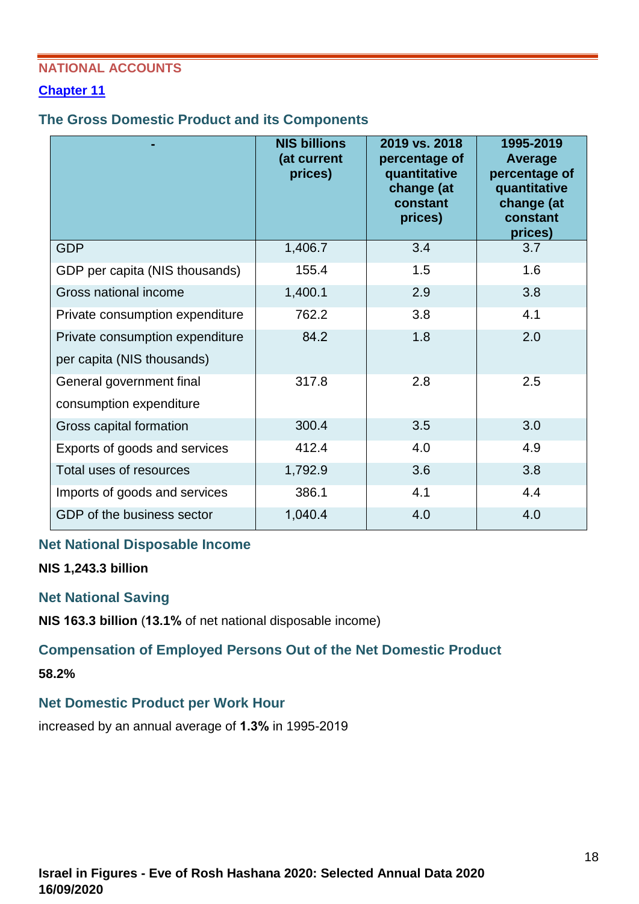## NATIONAL ACCOUNTS

[Chapter 11]

### The Gross Domestic Product and its Components

| - | NIS billions (at current prices) | 2019 vs. 2018 percentage of quantitative change (at constant prices) | 1995-2019 Average percentage of quantitative change (at constant prices) |
|---|---|---|---|
| GDP | 1,406.7 | 3.4 | 3.7 |
| GDP per capita (NIS thousands) | 155.4 | 1.5 | 1.6 |
| Gross national income | 1,400.1 | 2.9 | 3.8 |
| Private consumption expenditure | 762.2 | 3.8 | 4.1 |
| Private consumption expenditure per capita (NIS thousands) | 84.2 | 1.8 | 2.0 |
| General government final consumption expenditure | 317.8 | 2.8 | 2.5 |
| Gross capital formation | 300.4 | 3.5 | 3.0 |
| Exports of goods and services | 412.4 | 4.0 | 4.9 |
| Total uses of resources | 1,792.9 | 3.6 | 3.8 |
| Imports of goods and services | 386.1 | 4.1 | 4.4 |
| GDP of the business sector | 1,040.4 | 4.0 | 4.0 |

### Net National Disposable Income

**NIS 1,243.3 billion**

### Net National Saving

**NIS 163.3 billion** (**13.1%** of net national disposable income)

### Compensation of Employed Persons Out of the Net Domestic Product

**58.2%**

### Net Domestic Product per Work Hour

increased by an annual average of **1.3%** in 1995-2019

**Israel in Figures - Eve of Rosh Hashana 2020: Selected Annual Data 2020**
**16/09/2020**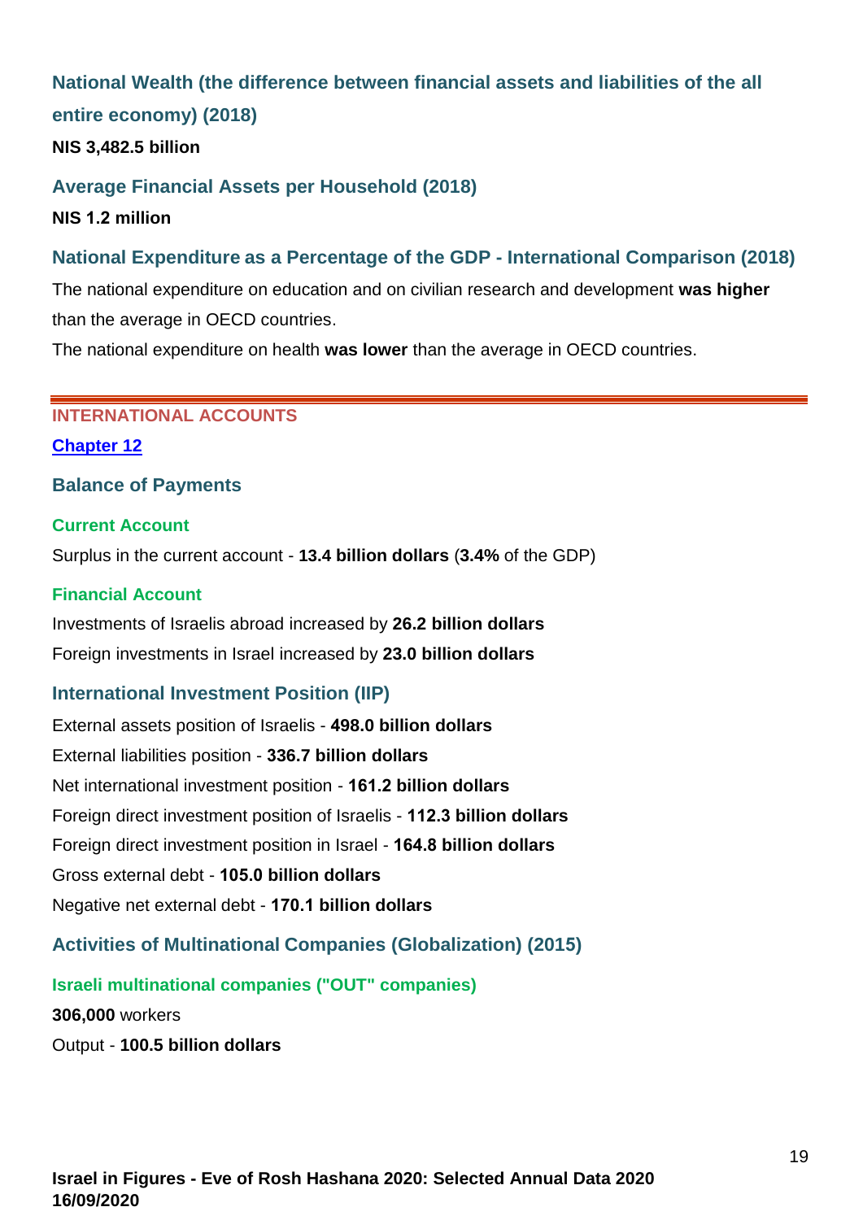### National Wealth (the difference between financial assets and liabilities of the all entire economy) (2018)

**NIS 3,482.5 billion**

### Average Financial Assets per Household (2018)

**NIS 1.2 million**

### National Expenditure as a Percentage of the GDP - International Comparison (2018)

The national expenditure on education and on civilian research and development **was higher** than the average in OECD countries.

The national expenditure on health **was lower** than the average in OECD countries.

---

## INTERNATIONAL ACCOUNTS

**Chapter 12**

### Balance of Payments

#### Current Account

Surplus in the current account - **13.4 billion dollars** (**3.4%** of the GDP)

#### Financial Account

Investments of Israelis abroad increased by **26.2 billion dollars**

Foreign investments in Israel increased by **23.0 billion dollars**

### International Investment Position (IIP)

External assets position of Israelis - **498.0 billion dollars**

External liabilities position - **336.7 billion dollars**

Net international investment position - **161.2 billion dollars**

Foreign direct investment position of Israelis - **112.3 billion dollars**

Foreign direct investment position in Israel - **164.8 billion dollars**

Gross external debt - **105.0 billion dollars**

Negative net external debt - **170.1 billion dollars**

### Activities of Multinational Companies (Globalization) (2015)

#### Israeli multinational companies ("OUT" companies)

**306,000** workers

Output - **100.5 billion dollars**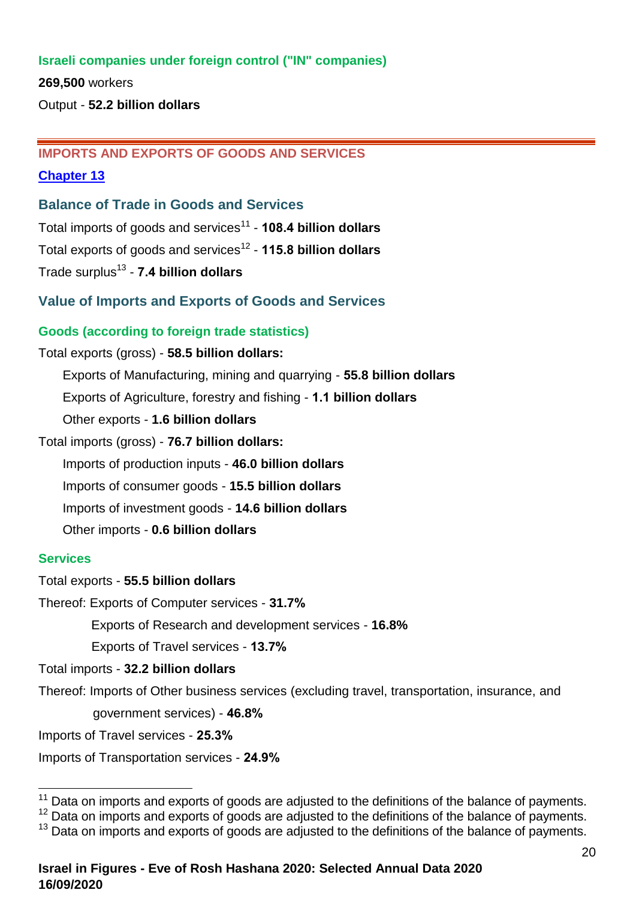### Israeli companies under foreign control ("IN" companies)

**269,500** workers

Output - **52.2 billion dollars**

---

## IMPORTS AND EXPORTS OF GOODS AND SERVICES

[Chapter 13]()

### Balance of Trade in Goods and Services

Total imports of goods and services[11] - **108.4 billion dollars**

Total exports of goods and services[12] - **115.8 billion dollars**

Trade surplus[13] - **7.4 billion dollars**

### Value of Imports and Exports of Goods and Services

#### Goods (according to foreign trade statistics)

Total exports (gross) - **58.5 billion dollars:**

- Exports of Manufacturing, mining and quarrying - **55.8 billion dollars**
- Exports of Agriculture, forestry and fishing - **1.1 billion dollars**
- Other exports - **1.6 billion dollars**

Total imports (gross) - **76.7 billion dollars:**

- Imports of production inputs - **46.0 billion dollars**
- Imports of consumer goods - **15.5 billion dollars**
- Imports of investment goods - **14.6 billion dollars**
- Other imports - **0.6 billion dollars**

#### Services

Total exports - **55.5 billion dollars**

Thereof: Exports of Computer services - **31.7%**

Exports of Research and development services - **16.8%**

Exports of Travel services - **13.7%**

Total imports - **32.2 billion dollars**

Thereof: Imports of Other business services (excluding travel, transportation, insurance, and government services) - **46.8%**

Imports of Travel services - **25.3%**

Imports of Transportation services - **24.9%**

---

[11] Data on imports and exports of goods are adjusted to the definitions of the balance of payments.

[12] Data on imports and exports of goods are adjusted to the definitions of the balance of payments.

[13] Data on imports and exports of goods are adjusted to the definitions of the balance of payments.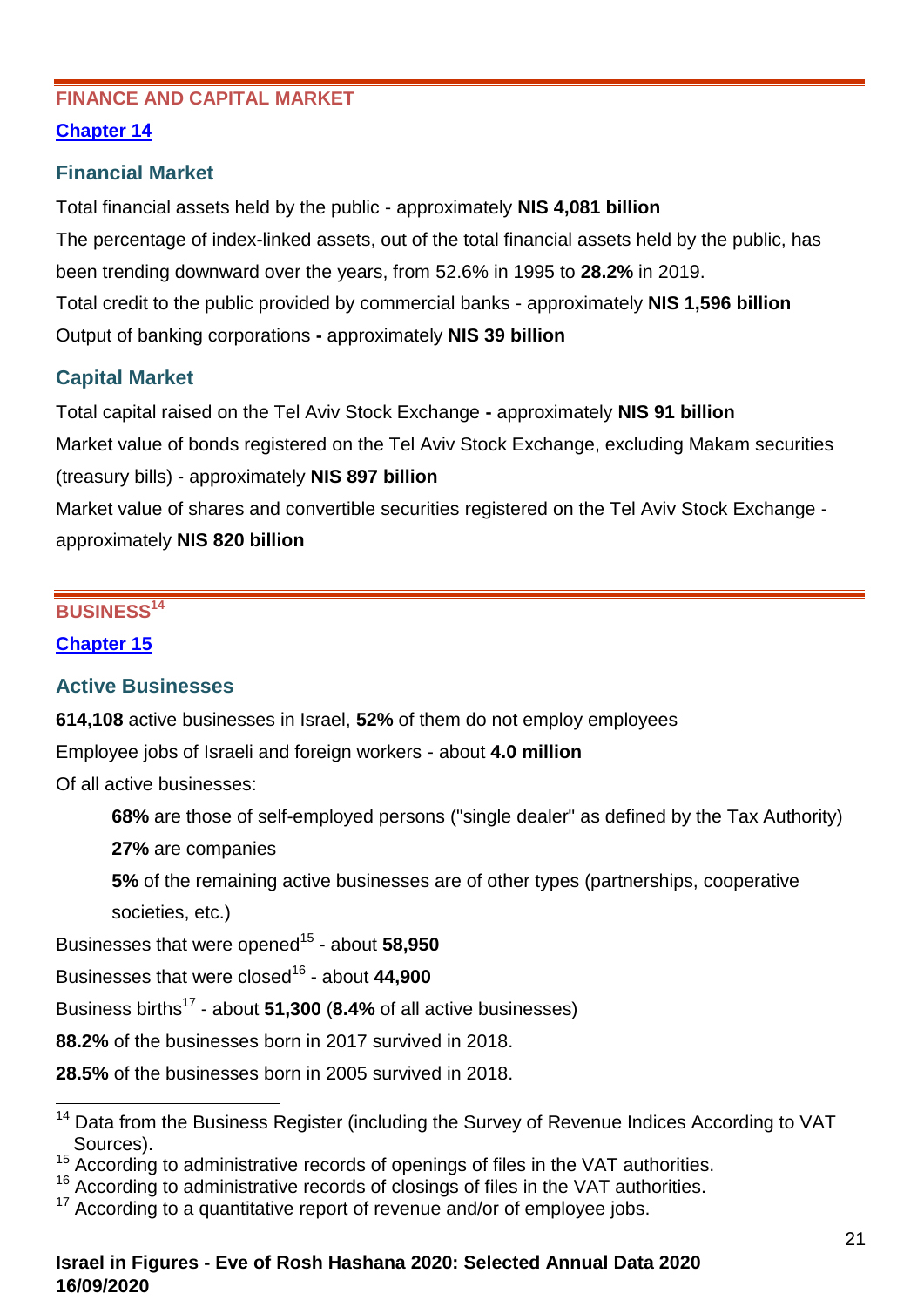## FINANCE AND CAPITAL MARKET

**Chapter 14**

### Financial Market

Total financial assets held by the public - approximately **NIS 4,081 billion**

The percentage of index-linked assets, out of the total financial assets held by the public, has been trending downward over the years, from 52.6% in 1995 to **28.2%** in 2019.

Total credit to the public provided by commercial banks - approximately **NIS 1,596 billion**

Output of banking corporations **-** approximately **NIS 39 billion**

### Capital Market

Total capital raised on the Tel Aviv Stock Exchange **-** approximately **NIS 91 billion**

Market value of bonds registered on the Tel Aviv Stock Exchange, excluding Makam securities (treasury bills) - approximately **NIS 897 billion**

Market value of shares and convertible securities registered on the Tel Aviv Stock Exchange - approximately **NIS 820 billion**

## BUSINESS[14]

**Chapter 15**

### Active Businesses

**614,108** active businesses in Israel, **52%** of them do not employ employees

Employee jobs of Israeli and foreign workers - about **4.0 million**

Of all active businesses:

- **68%** are those of self-employed persons ("single dealer" as defined by the Tax Authority)
- **27%** are companies
- **5%** of the remaining active businesses are of other types (partnerships, cooperative societies, etc.)

Businesses that were opened[15] - about **58,950**

Businesses that were closed[16] - about **44,900**

Business births[17] - about **51,300** (**8.4%** of all active businesses)

**88.2%** of the businesses born in 2017 survived in 2018.

**28.5%** of the businesses born in 2005 survived in 2018.

---

[14] Data from the Business Register (including the Survey of Revenue Indices According to VAT Sources).

[15] According to administrative records of openings of files in the VAT authorities.

[16] According to administrative records of closings of files in the VAT authorities.

[17] According to a quantitative report of revenue and/or of employee jobs.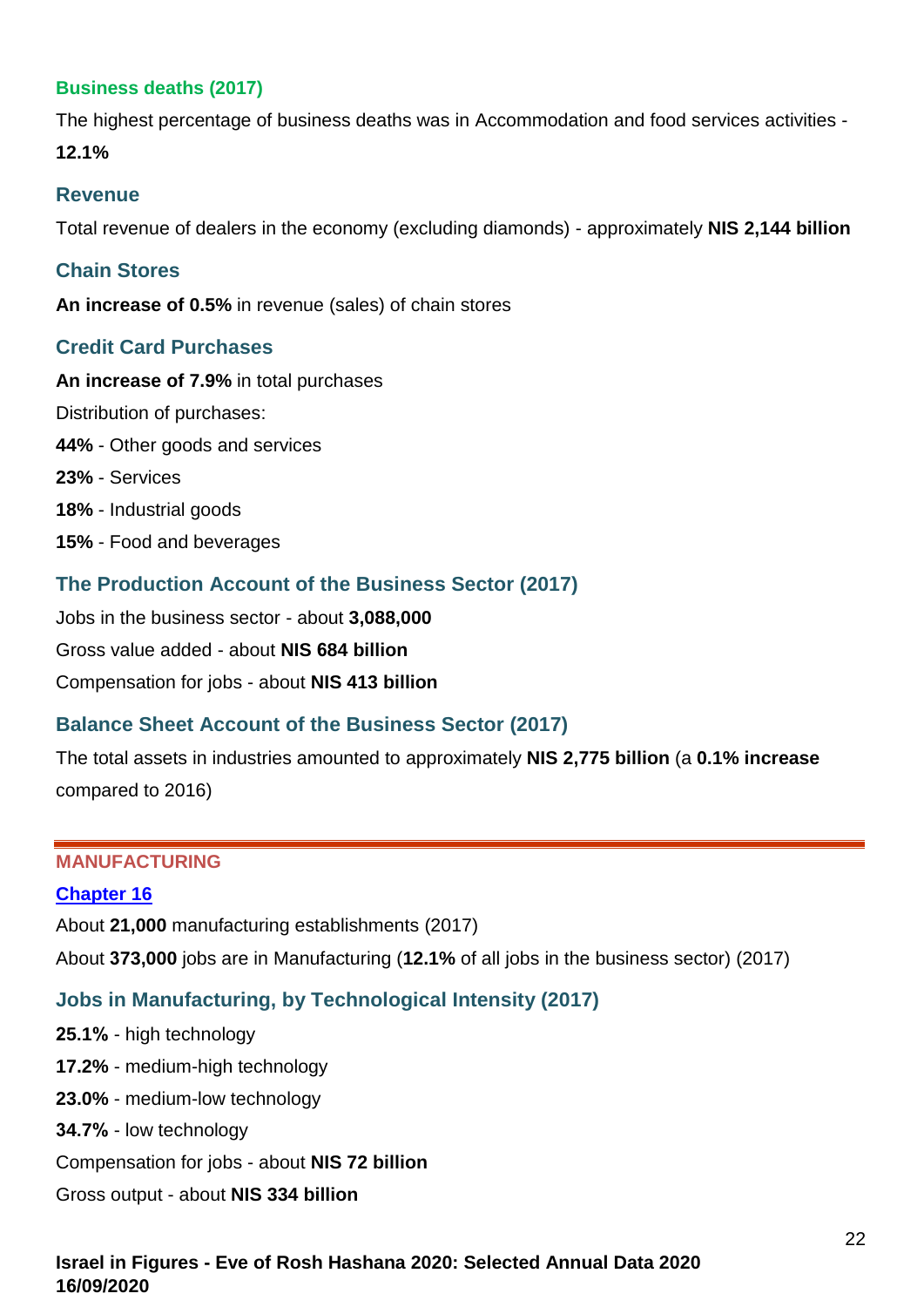### Business deaths (2017)

The highest percentage of business deaths was in Accommodation and food services activities - **12.1%**

### Revenue

Total revenue of dealers in the economy (excluding diamonds) - approximately **NIS 2,144 billion**

### Chain Stores

**An increase of 0.5%** in revenue (sales) of chain stores

### Credit Card Purchases

**An increase of 7.9%** in total purchases

Distribution of purchases:

**44%** - Other goods and services

**23%** - Services

**18%** - Industrial goods

**15%** - Food and beverages

### The Production Account of the Business Sector (2017)

Jobs in the business sector - about **3,088,000**

Gross value added - about **NIS 684 billion**

Compensation for jobs - about **NIS 413 billion**

### Balance Sheet Account of the Business Sector (2017)

The total assets in industries amounted to approximately **NIS 2,775 billion** (a **0.1% increase** compared to 2016)

---

## MANUFACTURING

**Chapter 16**

About **21,000** manufacturing establishments (2017)

About **373,000** jobs are in Manufacturing (**12.1%** of all jobs in the business sector) (2017)

### Jobs in Manufacturing, by Technological Intensity (2017)

**25.1%** - high technology

**17.2%** - medium-high technology

**23.0%** - medium-low technology

**34.7%** - low technology

Compensation for jobs - about **NIS 72 billion**

Gross output - about **NIS 334 billion**

**Israel in Figures - Eve of Rosh Hashana 2020: Selected Annual Data 2020**
**16/09/2020**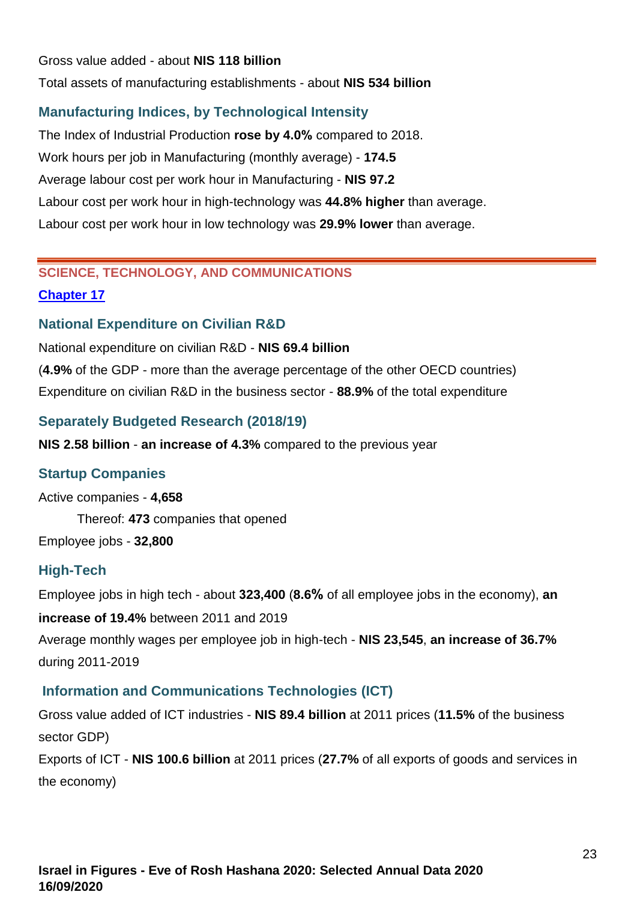Gross value added - about **NIS 118 billion**

Total assets of manufacturing establishments - about **NIS 534 billion**

### Manufacturing Indices, by Technological Intensity

The Index of Industrial Production **rose by 4.0%** compared to 2018.

Work hours per job in Manufacturing (monthly average) - **174.5**

Average labour cost per work hour in Manufacturing - **NIS 97.2**

Labour cost per work hour in high-technology was **44.8% higher** than average.

Labour cost per work hour in low technology was **29.9% lower** than average.

---

## SCIENCE, TECHNOLOGY, AND COMMUNICATIONS

**Chapter 17**

### National Expenditure on Civilian R&D

National expenditure on civilian R&D - **NIS 69.4 billion**

(**4.9%** of the GDP - more than the average percentage of the other OECD countries)

Expenditure on civilian R&D in the business sector - **88.9%** of the total expenditure

### Separately Budgeted Research (2018/19)

**NIS 2.58 billion** - **an increase of 4.3%** compared to the previous year

### Startup Companies

Active companies - **4,658**

Thereof: **473** companies that opened

Employee jobs - **32,800**

### High-Tech

Employee jobs in high tech - about **323,400** (**8.6%** of all employee jobs in the economy), **an increase of 19.4%** between 2011 and 2019

Average monthly wages per employee job in high-tech - **NIS 23,545**, **an increase of 36.7%** during 2011-2019

### Information and Communications Technologies (ICT)

Gross value added of ICT industries - **NIS 89.4 billion** at 2011 prices (**11.5%** of the business sector GDP)

Exports of ICT - **NIS 100.6 billion** at 2011 prices (**27.7%** of all exports of goods and services in the economy)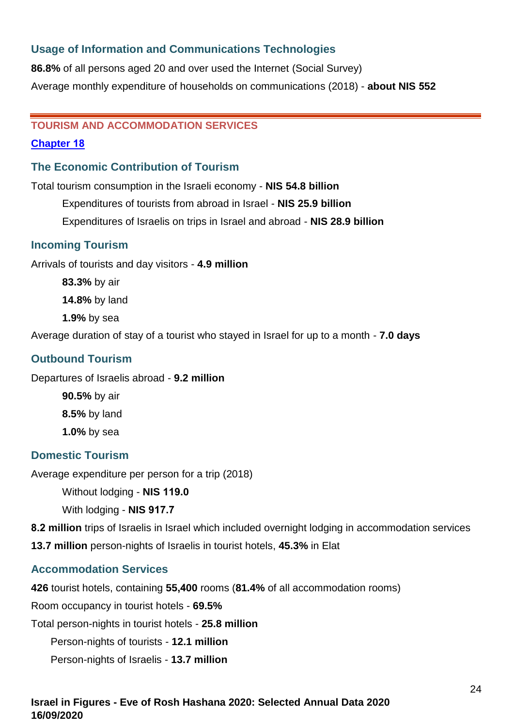### Usage of Information and Communications Technologies

**86.8%** of all persons aged 20 and over used the Internet (Social Survey)

Average monthly expenditure of households on communications (2018) - **about NIS 552**

---

## TOURISM AND ACCOMMODATION SERVICES

**Chapter 18**

### The Economic Contribution of Tourism

Total tourism consumption in the Israeli economy - **NIS 54.8 billion**

- Expenditures of tourists from abroad in Israel - **NIS 25.9 billion**
- Expenditures of Israelis on trips in Israel and abroad - **NIS 28.9 billion**

### Incoming Tourism

Arrivals of tourists and day visitors - **4.9 million**

- **83.3%** by air
- **14.8%** by land
- **1.9%** by sea

Average duration of stay of a tourist who stayed in Israel for up to a month - **7.0 days**

### Outbound Tourism

Departures of Israelis abroad - **9.2 million**

- **90.5%** by air
- **8.5%** by land
- **1.0%** by sea

### Domestic Tourism

Average expenditure per person for a trip (2018)

- Without lodging - **NIS 119.0**
- With lodging - **NIS 917.7**

**8.2 million** trips of Israelis in Israel which included overnight lodging in accommodation services

**13.7 million** person-nights of Israelis in tourist hotels, **45.3%** in Elat

### Accommodation Services

**426** tourist hotels, containing **55,400** rooms (**81.4%** of all accommodation rooms)

Room occupancy in tourist hotels - **69.5%**

Total person-nights in tourist hotels - **25.8 million**

- Person-nights of tourists - **12.1 million**
- Person-nights of Israelis - **13.7 million**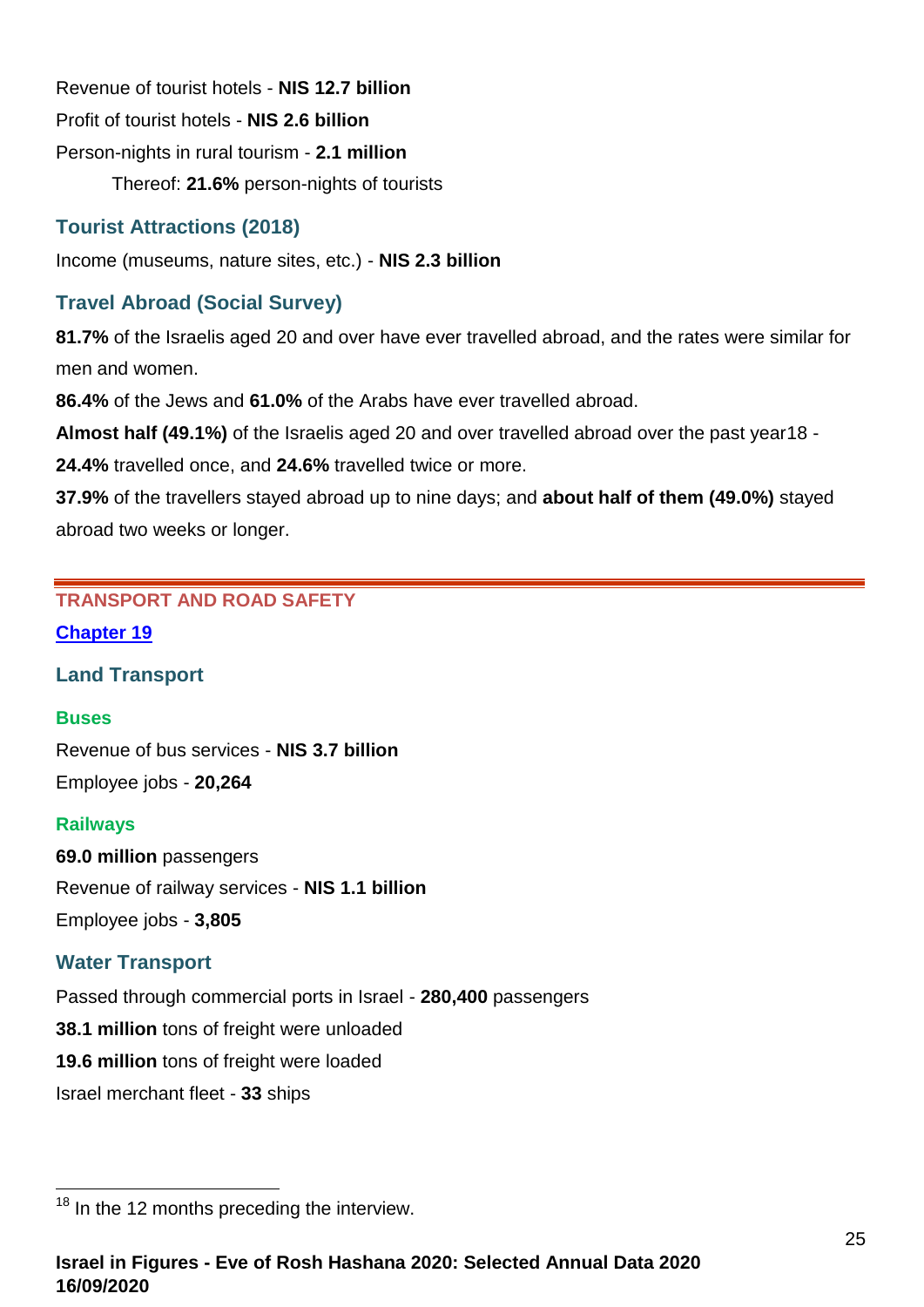Revenue of tourist hotels - **NIS 12.7 billion**

Profit of tourist hotels - **NIS 2.6 billion**

Person-nights in rural tourism - **2.1 million**

Thereof: **21.6%** person-nights of tourists

### Tourist Attractions (2018)

Income (museums, nature sites, etc.) - **NIS 2.3 billion**

### Travel Abroad (Social Survey)

**81.7%** of the Israelis aged 20 and over have ever travelled abroad, and the rates were similar for men and women.

**86.4%** of the Jews and **61.0%** of the Arabs have ever travelled abroad.

**Almost half (49.1%)** of the Israelis aged 20 and over travelled abroad over the past year[18] - **24.4%** travelled once, and **24.6%** travelled twice or more.

**37.9%** of the travellers stayed abroad up to nine days; and **about half of them (49.0%)** stayed abroad two weeks or longer.

---

## TRANSPORT AND ROAD SAFETY

**Chapter 19**

### Land Transport

#### Buses

Revenue of bus services - **NIS 3.7 billion**

Employee jobs - **20,264**

#### Railways

**69.0 million** passengers

Revenue of railway services - **NIS 1.1 billion**

Employee jobs - **3,805**

### Water Transport

Passed through commercial ports in Israel - **280,400** passengers

**38.1 million** tons of freight were unloaded

**19.6 million** tons of freight were loaded

Israel merchant fleet - **33** ships

---

[18] In the 12 months preceding the interview.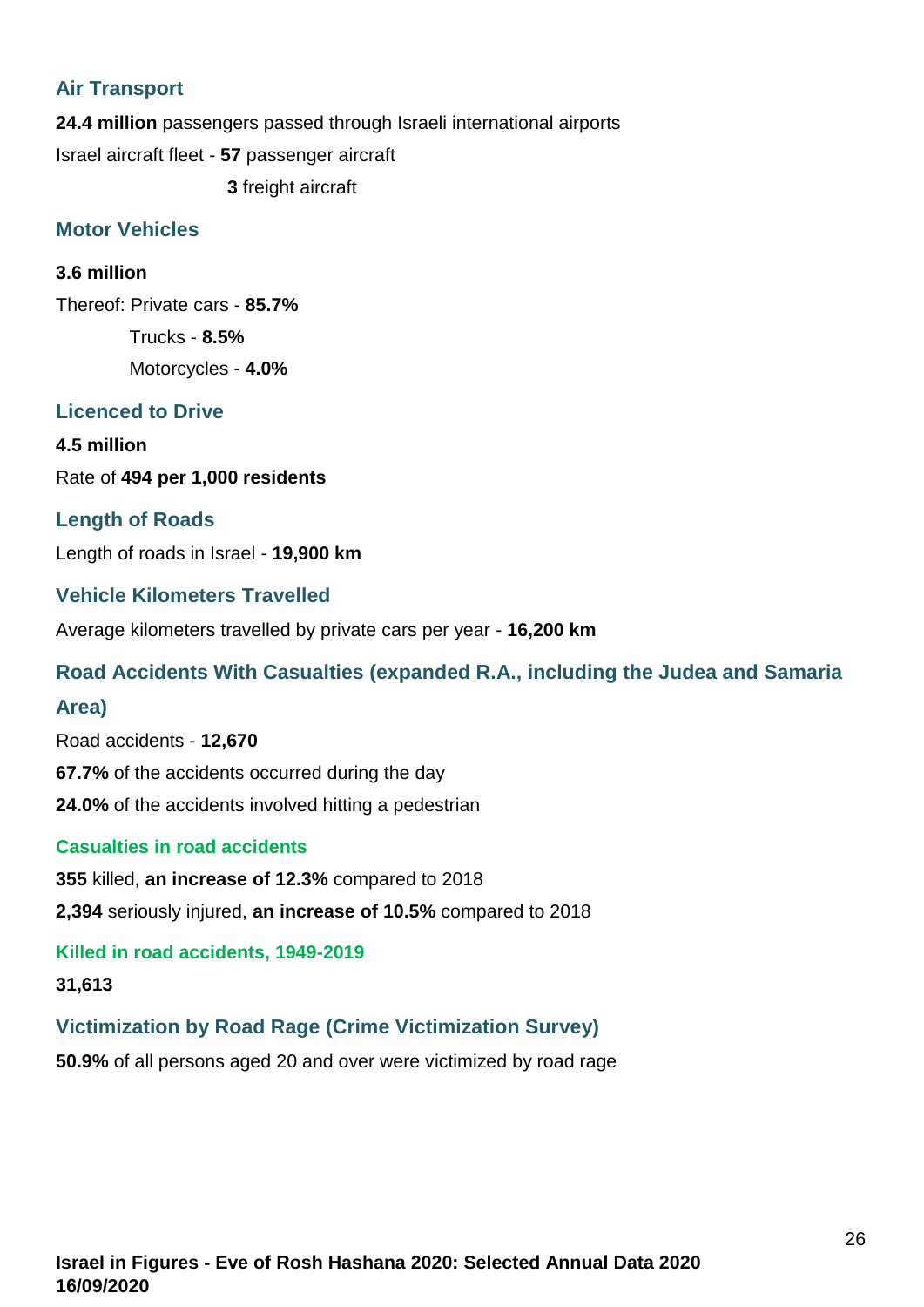## Air Transport

**24.4 million** passengers passed through Israeli international airports

Israel aircraft fleet - **57** passenger aircraft

**3** freight aircraft

## Motor Vehicles

**3.6 million**

Thereof: Private cars - **85.7%**

Trucks - **8.5%**

Motorcycles - **4.0%**

## Licenced to Drive

**4.5 million**

Rate of **494 per 1,000 residents**

## Length of Roads

Length of roads in Israel - **19,900 km**

## Vehicle Kilometers Travelled

Average kilometers travelled by private cars per year - **16,200 km**

## Road Accidents With Casualties (expanded R.A., including the Judea and Samaria Area)

Road accidents - **12,670**

**67.7%** of the accidents occurred during the day

**24.0%** of the accidents involved hitting a pedestrian

### Casualties in road accidents

**355** killed, **an increase of 12.3%** compared to 2018

**2,394** seriously injured, **an increase of 10.5%** compared to 2018

### Killed in road accidents, 1949-2019

**31,613**

## Victimization by Road Rage (Crime Victimization Survey)

**50.9%** of all persons aged 20 and over were victimized by road rage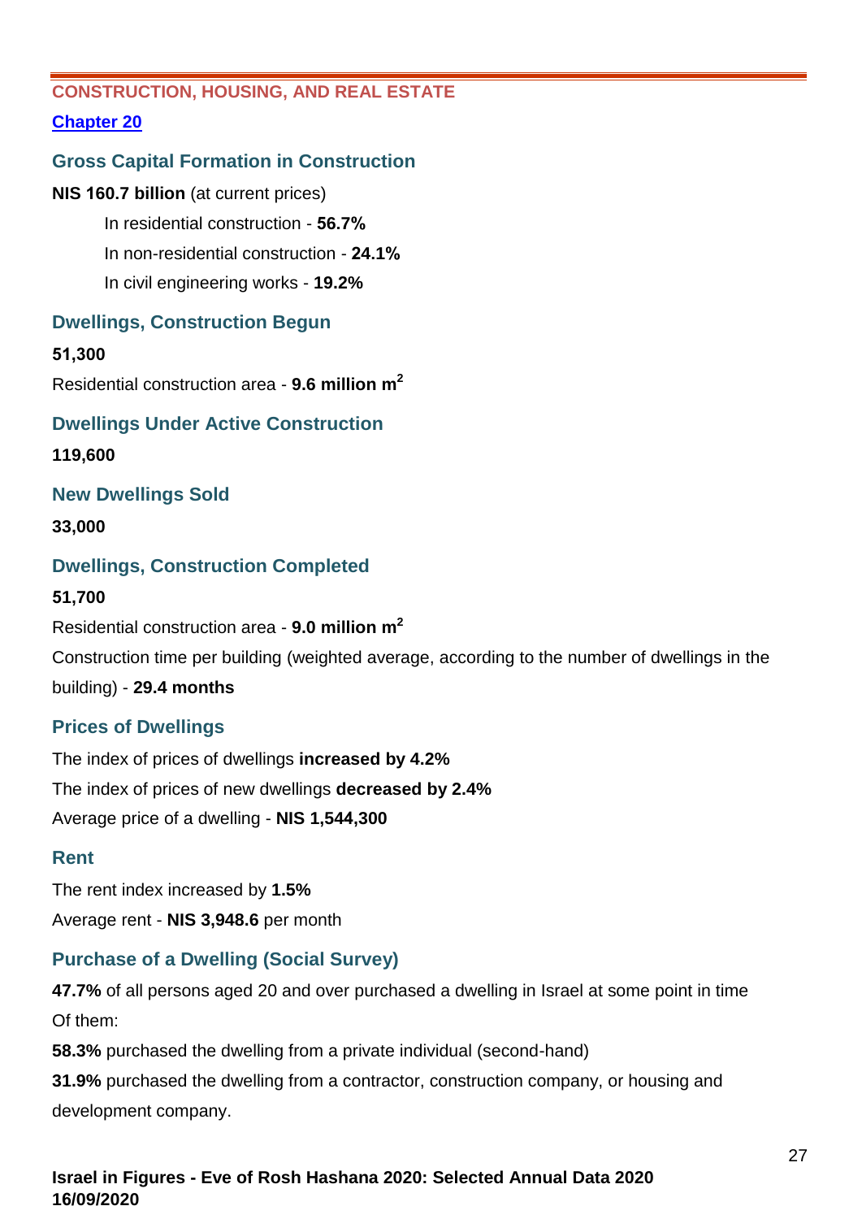## CONSTRUCTION, HOUSING, AND REAL ESTATE

Chapter 20

### Gross Capital Formation in Construction

**NIS 160.7 billion** (at current prices)

- In residential construction - **56.7%**
- In non-residential construction - **24.1%**
- In civil engineering works - **19.2%**

### Dwellings, Construction Begun

**51,300**

Residential construction area - **9.6 million m$^2$**

### Dwellings Under Active Construction

**119,600**

### New Dwellings Sold

**33,000**

### Dwellings, Construction Completed

**51,700**

Residential construction area - **9.0 million m$^2$**

Construction time per building (weighted average, according to the number of dwellings in the building) - **29.4 months**

### Prices of Dwellings

The index of prices of dwellings **increased by 4.2%**

The index of prices of new dwellings **decreased by 2.4%**

Average price of a dwelling - **NIS 1,544,300**

### Rent

The rent index increased by **1.5%**

Average rent - **NIS 3,948.6** per month

### Purchase of a Dwelling (Social Survey)

**47.7%** of all persons aged 20 and over purchased a dwelling in Israel at some point in time

Of them:

**58.3%** purchased the dwelling from a private individual (second-hand)

**31.9%** purchased the dwelling from a contractor, construction company, or housing and development company.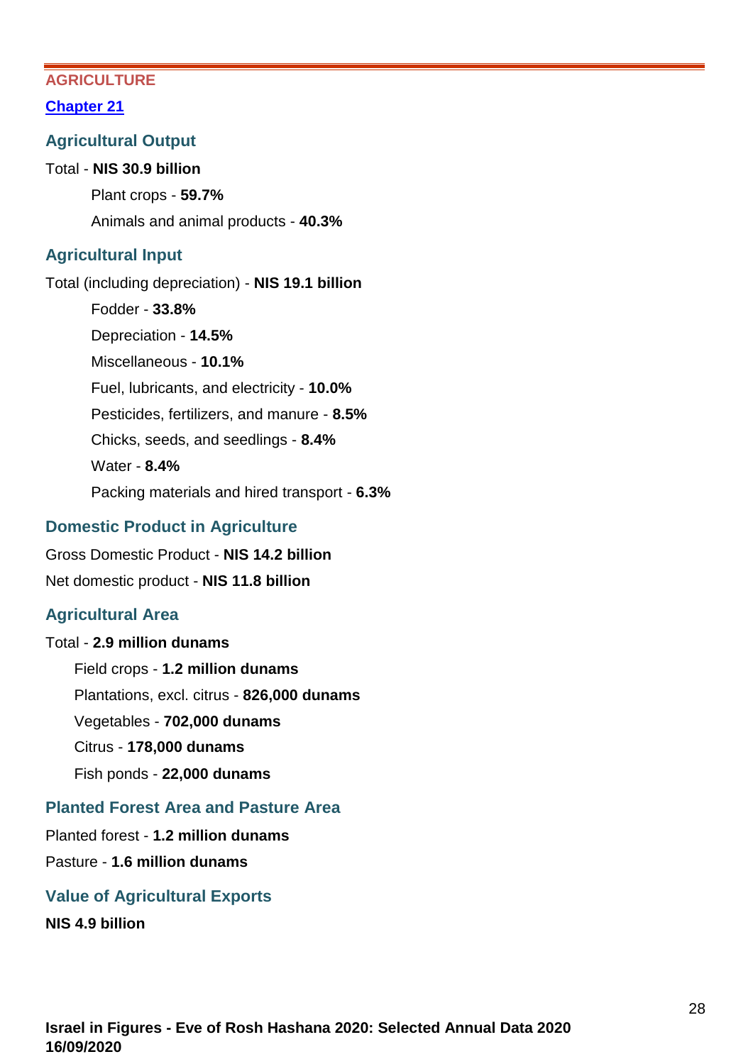## AGRICULTURE

[Chapter 21]

### Agricultural Output

Total - **NIS 30.9 billion**

- Plant crops - **59.7%**
- Animals and animal products - **40.3%**

### Agricultural Input

Total (including depreciation) - **NIS 19.1 billion**

- Fodder - **33.8%**
- Depreciation - **14.5%**
- Miscellaneous - **10.1%**
- Fuel, lubricants, and electricity - **10.0%**
- Pesticides, fertilizers, and manure - **8.5%**
- Chicks, seeds, and seedlings - **8.4%**
- Water - **8.4%**
- Packing materials and hired transport - **6.3%**

### Domestic Product in Agriculture

Gross Domestic Product - **NIS 14.2 billion**

Net domestic product - **NIS 11.8 billion**

### Agricultural Area

Total - **2.9 million dunams**

- Field crops - **1.2 million dunams**
- Plantations, excl. citrus - **826,000 dunams**
- Vegetables - **702,000 dunams**
- Citrus - **178,000 dunams**
- Fish ponds - **22,000 dunams**

### Planted Forest Area and Pasture Area

Planted forest - **1.2 million dunams**

Pasture - **1.6 million dunams**

### Value of Agricultural Exports

**NIS 4.9 billion**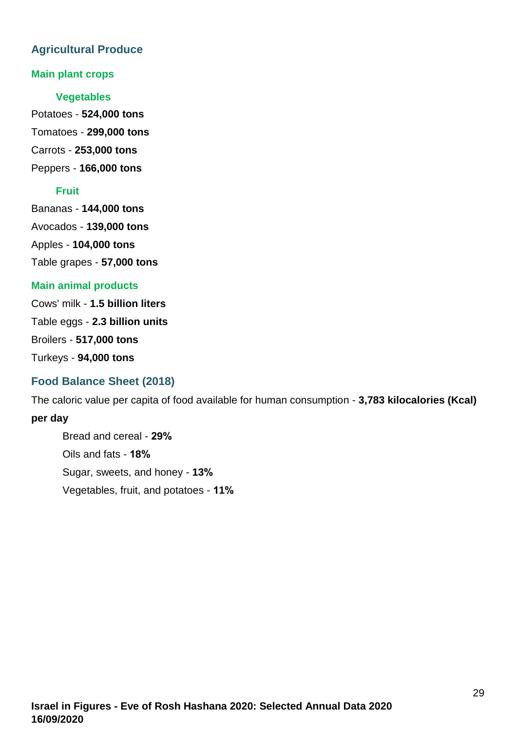## Agricultural Produce

### Main plant crops

#### Vegetables

Potatoes - **524,000 tons**

Tomatoes - **299,000 tons**

Carrots - **253,000 tons**

Peppers - **166,000 tons**

#### Fruit

Bananas - **144,000 tons**

Avocados - **139,000 tons**

Apples - **104,000 tons**

Table grapes - **57,000 tons**

### Main animal products

Cows' milk - **1.5 billion liters**

Table eggs - **2.3 billion units**

Broilers - **517,000 tons**

Turkeys - **94,000 tons**

## Food Balance Sheet (2018)

The caloric value per capita of food available for human consumption - **3,783 kilocalories (Kcal) per day**

- Bread and cereal - **29%**
- Oils and fats - **18%**
- Sugar, sweets, and honey - **13%**
- Vegetables, fruit, and potatoes - **11%**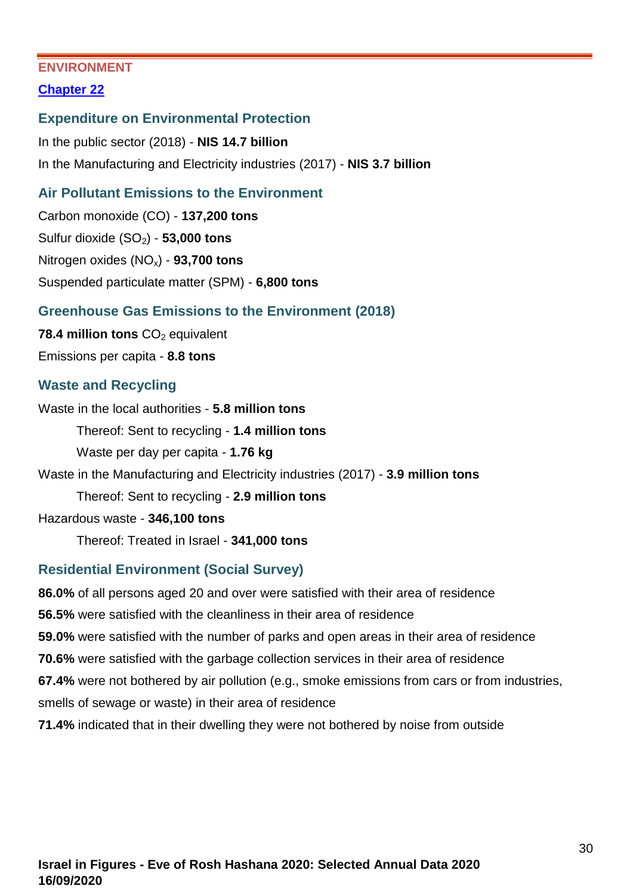**ENVIRONMENT**

**Chapter 22**

### Expenditure on Environmental Protection

In the public sector (2018) - **NIS 14.7 billion**

In the Manufacturing and Electricity industries (2017) - **NIS 3.7 billion**

### Air Pollutant Emissions to the Environment

Carbon monoxide (CO) - **137,200 tons**

Sulfur dioxide ($SO_2$) - **53,000 tons**

Nitrogen oxides ($NO_x$) - **93,700 tons**

Suspended particulate matter (SPM) - **6,800 tons**

### Greenhouse Gas Emissions to the Environment (2018)

**78.4 million tons** $CO_2$ equivalent

Emissions per capita - **8.8 tons**

### Waste and Recycling

Waste in the local authorities - **5.8 million tons**

- Thereof: Sent to recycling - **1.4 million tons**
- Waste per day per capita - **1.76 kg**

Waste in the Manufacturing and Electricity industries (2017) - **3.9 million tons**

- Thereof: Sent to recycling - **2.9 million tons**

Hazardous waste - **346,100 tons**

- Thereof: Treated in Israel - **341,000 tons**

### Residential Environment (Social Survey)

**86.0%** of all persons aged 20 and over were satisfied with their area of residence

**56.5%** were satisfied with the cleanliness in their area of residence

**59.0%** were satisfied with the number of parks and open areas in their area of residence

**70.6%** were satisfied with the garbage collection services in their area of residence

**67.4%** were not bothered by air pollution (e.g., smoke emissions from cars or from industries, smells of sewage or waste) in their area of residence

**71.4%** indicated that in their dwelling they were not bothered by noise from outside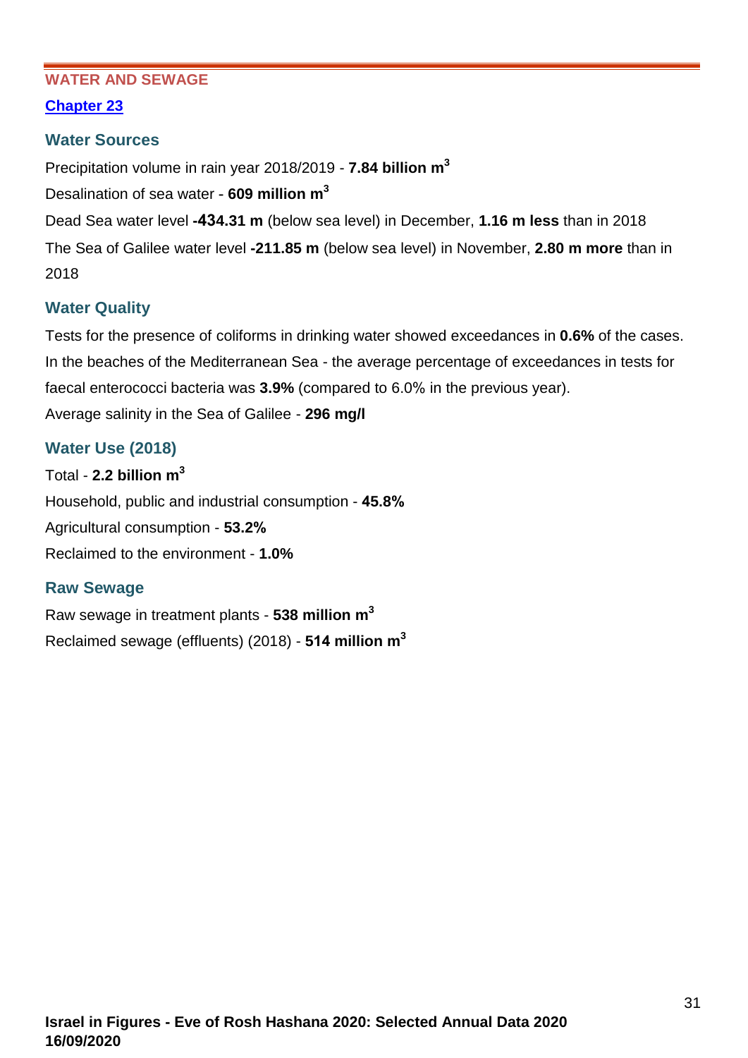## WATER AND SEWAGE

**Chapter 23**

### Water Sources

Precipitation volume in rain year 2018/2019 - **7.84 billion $m^3$**

Desalination of sea water - **609 million $m^3$**

Dead Sea water level **-434.31 m** (below sea level) in December, **1.16 m less** than in 2018

The Sea of Galilee water level **-211.85 m** (below sea level) in November, **2.80 m more** than in 2018

### Water Quality

Tests for the presence of coliforms in drinking water showed exceedances in **0.6%** of the cases.

In the beaches of the Mediterranean Sea - the average percentage of exceedances in tests for faecal enterococci bacteria was **3.9%** (compared to 6.0% in the previous year).

Average salinity in the Sea of Galilee - **296 mg/l**

### Water Use (2018)

Total - **2.2 billion $m^3$**

Household, public and industrial consumption - **45.8%**

Agricultural consumption - **53.2%**

Reclaimed to the environment - **1.0%**

### Raw Sewage

Raw sewage in treatment plants - **538 million $m^3$**

Reclaimed sewage (effluents) (2018) - **514 million $m^3$**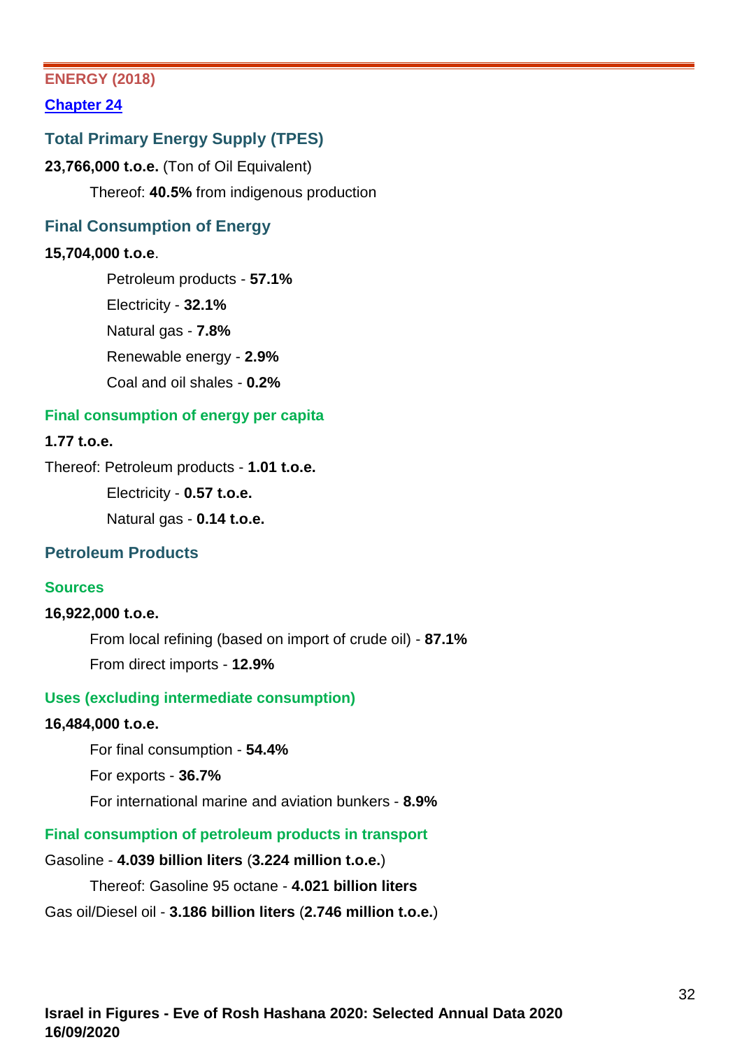## ENERGY (2018)

**Chapter 24**

### Total Primary Energy Supply (TPES)

**23,766,000 t.o.e.** (Ton of Oil Equivalent)

Thereof: **40.5%** from indigenous production

### Final Consumption of Energy

**15,704,000 t.o.e**.

- Petroleum products - **57.1%**
- Electricity - **32.1%**
- Natural gas - **7.8%**
- Renewable energy - **2.9%**
- Coal and oil shales - **0.2%**

#### Final consumption of energy per capita

**1.77 t.o.e.**

Thereof: Petroleum products - **1.01 t.o.e.**

- Electricity - **0.57 t.o.e.**
- Natural gas - **0.14 t.o.e.**

### Petroleum Products

#### Sources

**16,922,000 t.o.e.**

- From local refining (based on import of crude oil) - **87.1%**
- From direct imports - **12.9%**

#### Uses (excluding intermediate consumption)

**16,484,000 t.o.e.**

- For final consumption - **54.4%**
- For exports - **36.7%**
- For international marine and aviation bunkers - **8.9%**

#### Final consumption of petroleum products in transport

Gasoline - **4.039 billion liters** (**3.224 million t.o.e.**)

Thereof: Gasoline 95 octane - **4.021 billion liters**

Gas oil/Diesel oil - **3.186 billion liters** (**2.746 million t.o.e.**)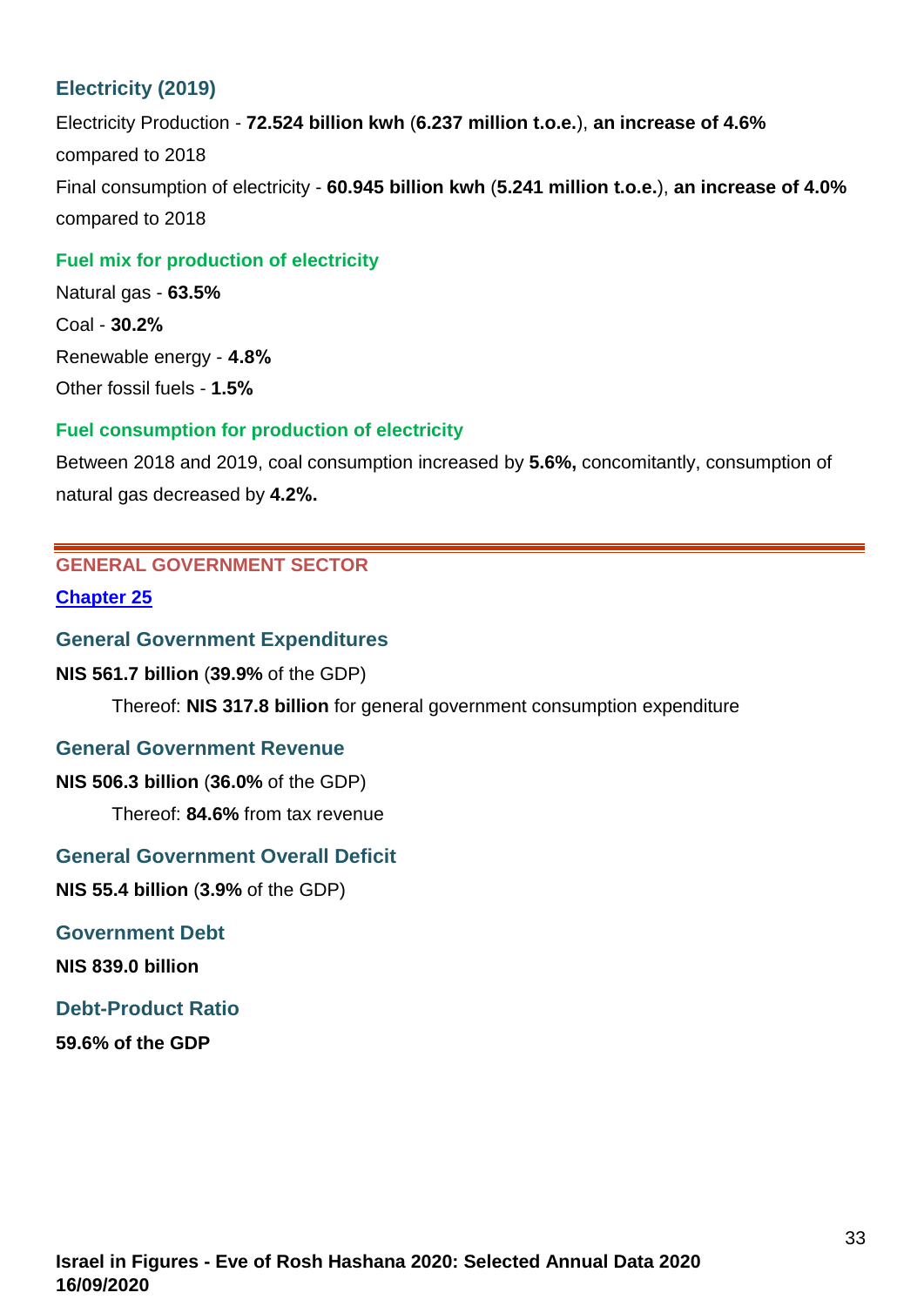### Electricity (2019)

Electricity Production - **72.524 billion kwh** (**6.237 million t.o.e.**), **an increase of 4.6%** compared to 2018

Final consumption of electricity - **60.945 billion kwh** (**5.241 million t.o.e.**), **an increase of 4.0%** compared to 2018

#### Fuel mix for production of electricity

Natural gas - **63.5%**

Coal - **30.2%**

Renewable energy - **4.8%**

Other fossil fuels - **1.5%**

#### Fuel consumption for production of electricity

Between 2018 and 2019, coal consumption increased by **5.6%,** concomitantly, consumption of natural gas decreased by **4.2%.**

---

## GENERAL GOVERNMENT SECTOR

[Chapter 25]

### General Government Expenditures

**NIS 561.7 billion** (**39.9%** of the GDP)

Thereof: **NIS 317.8 billion** for general government consumption expenditure

### General Government Revenue

**NIS 506.3 billion** (**36.0%** of the GDP)

Thereof: **84.6%** from tax revenue

### General Government Overall Deficit

**NIS 55.4 billion** (**3.9%** of the GDP)

### Government Debt

**NIS 839.0 billion**

### Debt-Product Ratio

**59.6% of the GDP**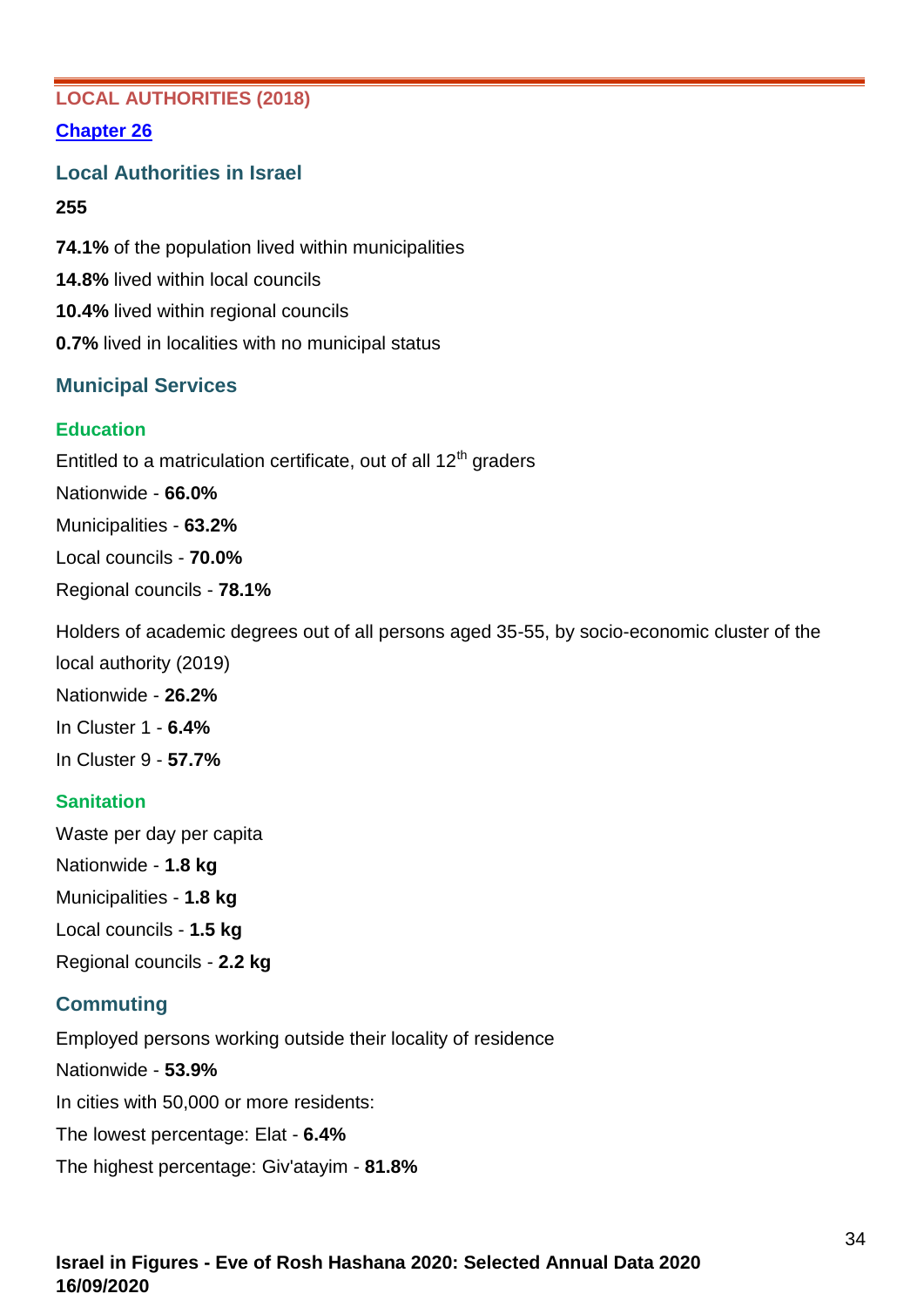## LOCAL AUTHORITIES (2018)

**[Chapter 26]()**

### Local Authorities in Israel

**255**

**74.1%** of the population lived within municipalities

**14.8%** lived within local councils

**10.4%** lived within regional councils

**0.7%** lived in localities with no municipal status

### Municipal Services

#### Education

Entitled to a matriculation certificate, out of all 12th graders

Nationwide - **66.0%**

Municipalities - **63.2%**

Local councils - **70.0%**

Regional councils - **78.1%**

Holders of academic degrees out of all persons aged 35-55, by socio-economic cluster of the local authority (2019)

Nationwide - **26.2%**

In Cluster 1 - **6.4%**

In Cluster 9 - **57.7%**

#### Sanitation

Waste per day per capita

Nationwide - **1.8 kg**

Municipalities - **1.8 kg**

Local councils - **1.5 kg**

Regional councils - **2.2 kg**

### Commuting

Employed persons working outside their locality of residence

Nationwide - **53.9%**

In cities with 50,000 or more residents:

The lowest percentage: Elat - **6.4%**

The highest percentage: Giv'atayim - **81.8%**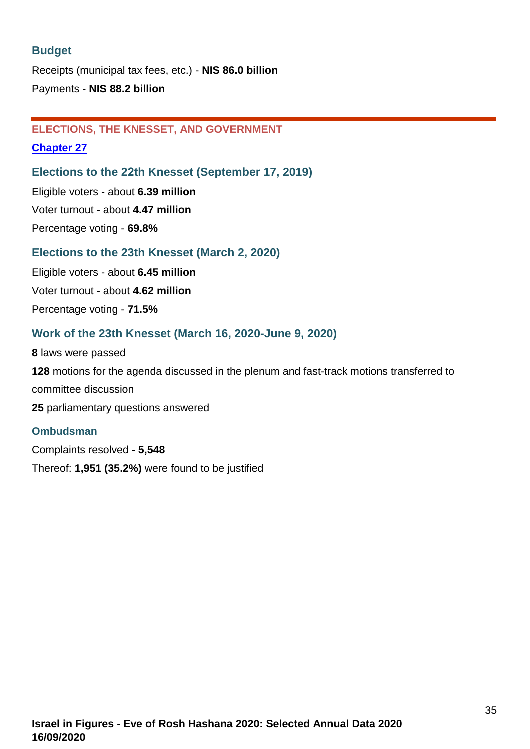### Budget

Receipts (municipal tax fees, etc.) - **NIS 86.0 billion**

Payments - **NIS 88.2 billion**

---

## ELECTIONS, THE KNESSET, AND GOVERNMENT

**Chapter 27**

### Elections to the 22th Knesset (September 17, 2019)

Eligible voters - about **6.39 million**

Voter turnout - about **4.47 million**

Percentage voting - **69.8%**

### Elections to the 23th Knesset (March 2, 2020)

Eligible voters - about **6.45 million**

Voter turnout - about **4.62 million**

Percentage voting - **71.5%**

### Work of the 23th Knesset (March 16, 2020-June 9, 2020)

**8** laws were passed

**128** motions for the agenda discussed in the plenum and fast-track motions transferred to committee discussion

**25** parliamentary questions answered

### Ombudsman

Complaints resolved - **5,548**

Thereof: **1,951 (35.2%)** were found to be justified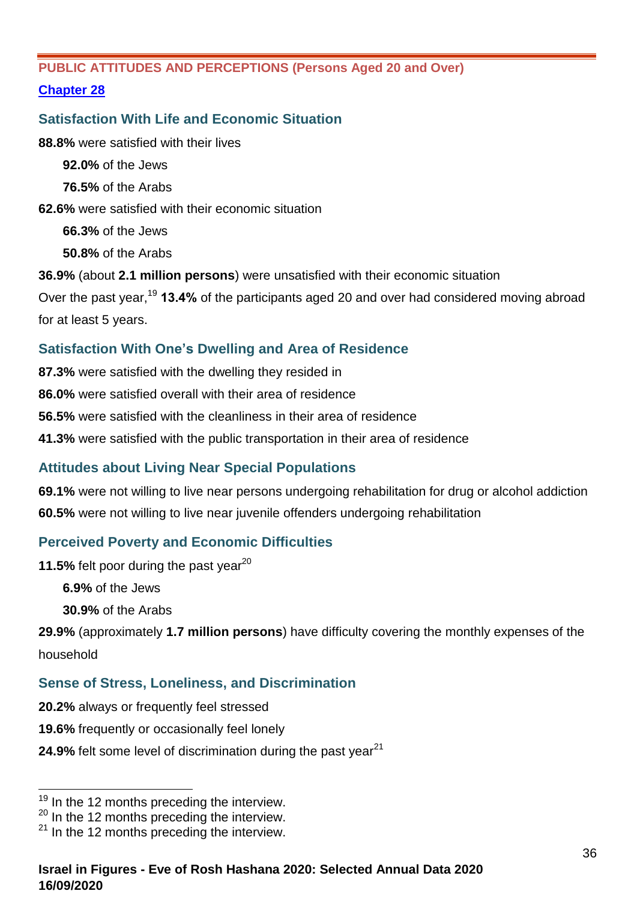## PUBLIC ATTITUDES AND PERCEPTIONS (Persons Aged 20 and Over)

[Chapter 28]

### Satisfaction With Life and Economic Situation

**88.8%** were satisfied with their lives

- **92.0%** of the Jews
- **76.5%** of the Arabs

**62.6%** were satisfied with their economic situation

- **66.3%** of the Jews
- **50.8%** of the Arabs

**36.9%** (about **2.1 million persons**) were unsatisfied with their economic situation

Over the past year,[19] **13.4%** of the participants aged 20 and over had considered moving abroad for at least 5 years.

### Satisfaction With One's Dwelling and Area of Residence

**87.3%** were satisfied with the dwelling they resided in

**86.0%** were satisfied overall with their area of residence

**56.5%** were satisfied with the cleanliness in their area of residence

**41.3%** were satisfied with the public transportation in their area of residence

### Attitudes about Living Near Special Populations

**69.1%** were not willing to live near persons undergoing rehabilitation for drug or alcohol addiction

**60.5%** were not willing to live near juvenile offenders undergoing rehabilitation

### Perceived Poverty and Economic Difficulties

**11.5%** felt poor during the past year[20]

- **6.9%** of the Jews
- **30.9%** of the Arabs

**29.9%** (approximately **1.7 million persons**) have difficulty covering the monthly expenses of the household

### Sense of Stress, Loneliness, and Discrimination

**20.2%** always or frequently feel stressed

**19.6%** frequently or occasionally feel lonely

**24.9%** felt some level of discrimination during the past year[21]

---

[19] In the 12 months preceding the interview.

[20] In the 12 months preceding the interview.

[21] In the 12 months preceding the interview.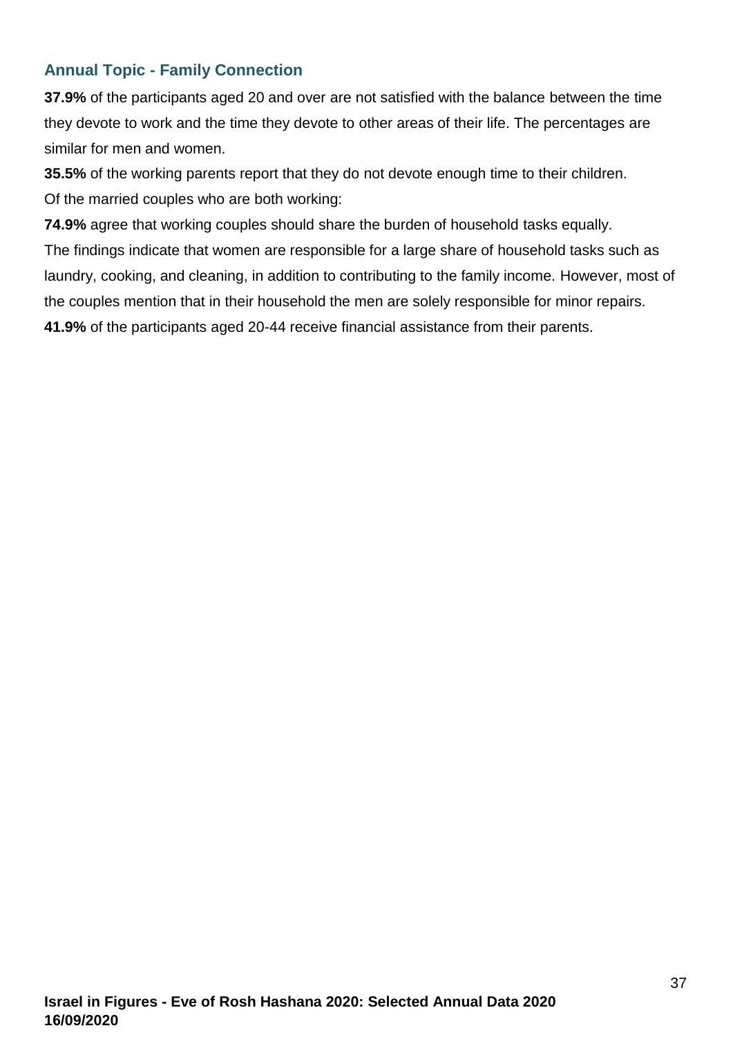## Annual Topic - Family Connection

**37.9%** of the participants aged 20 and over are not satisfied with the balance between the time they devote to work and the time they devote to other areas of their life. The percentages are similar for men and women.

**35.5%** of the working parents report that they do not devote enough time to their children.

Of the married couples who are both working:

**74.9%** agree that working couples should share the burden of household tasks equally.

The findings indicate that women are responsible for a large share of household tasks such as laundry, cooking, and cleaning, in addition to contributing to the family income. However, most of the couples mention that in their household the men are solely responsible for minor repairs.

**41.9%** of the participants aged 20-44 receive financial assistance from their parents.